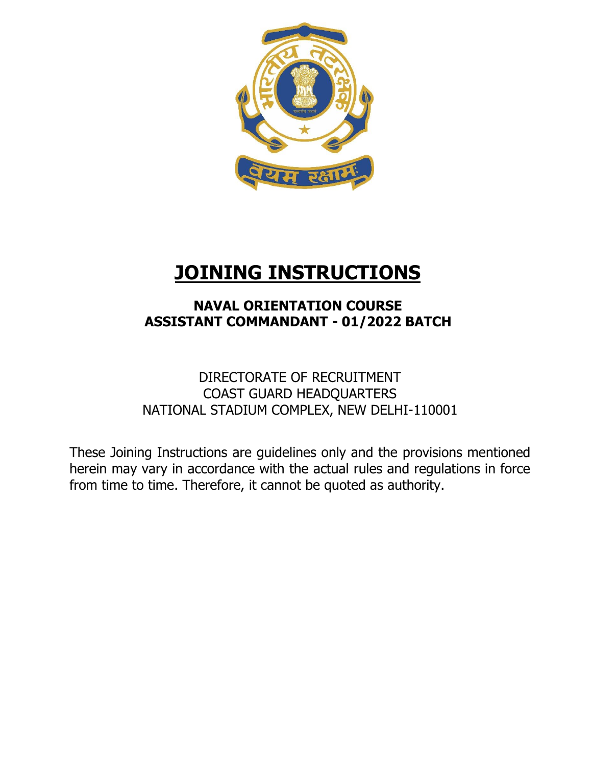# JOINING INSTRUCTIONS

## NAVAL ORIENTATION COURSE
## ASSISTANT COMMANDANT - 01/2022 BATCH

DIRECTORATE OF RECRUITMENT
COAST GUARD HEADQUARTERS
NATIONAL STADIUM COMPLEX, NEW DELHI-110001

These Joining Instructions are guidelines only and the provisions mentioned herein may vary in accordance with the actual rules and regulations in force from time to time. Therefore, it cannot be quoted as authority.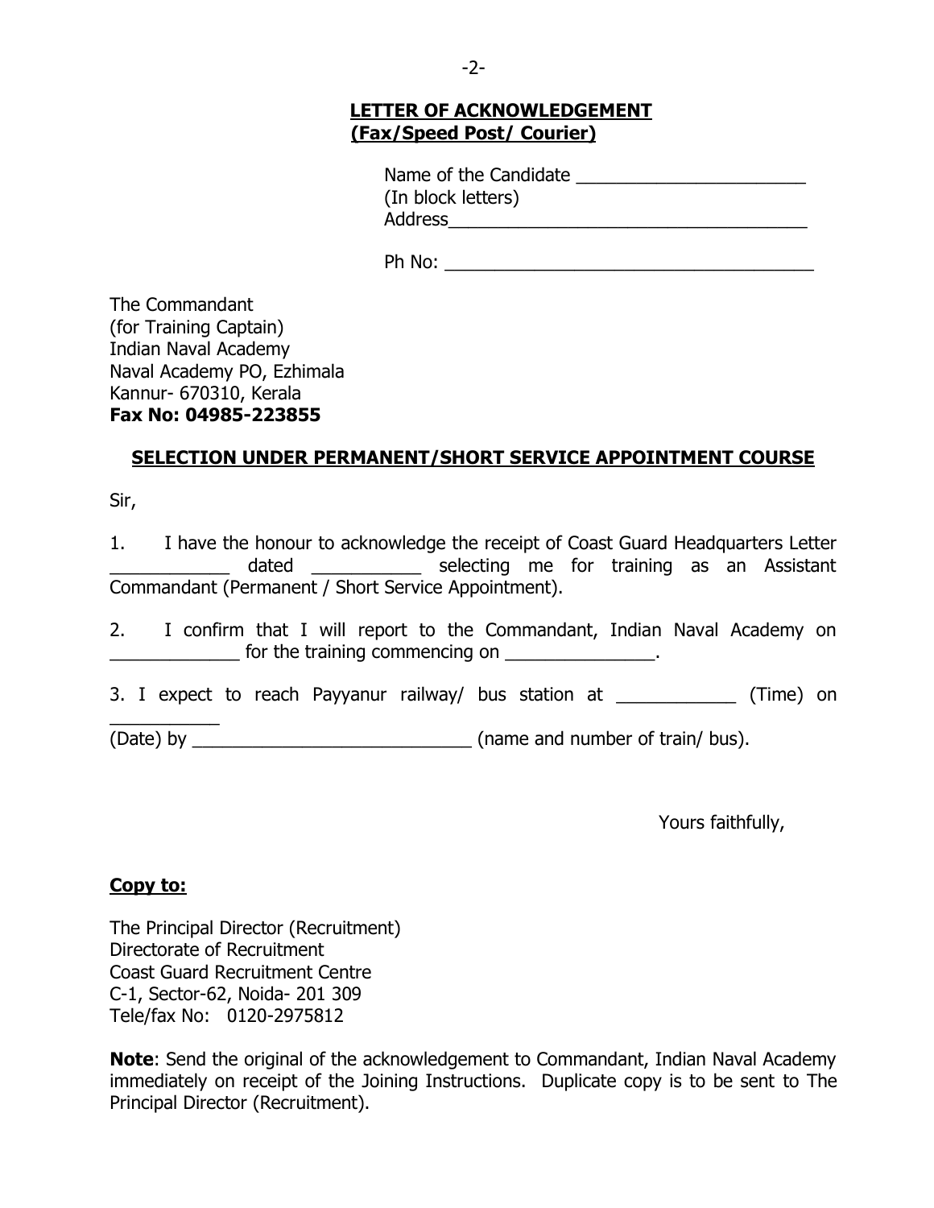**LETTER OF ACKNOWLEDGEMENT**
**(Fax/Speed Post/ Courier)**

Name of the Candidate ______________________
(In block letters)
Address__________________________________

Ph No: ___________________________________

The Commandant
(for Training Captain)
Indian Naval Academy
Naval Academy PO, Ezhimala
Kannur- 670310, Kerala
**Fax No: 04985-223855**

**SELECTION UNDER PERMANENT/SHORT SERVICE APPOINTMENT COURSE**

Sir,

1. I have the honour to acknowledge the receipt of Coast Guard Headquarters Letter ___________ dated __________ selecting me for training as an Assistant Commandant (Permanent / Short Service Appointment).

2. I confirm that I will report to the Commandant, Indian Naval Academy on ____________ for the training commencing on ______________.

3. I expect to reach Payyanur railway/ bus station at ___________ (Time) on __________ (Date) by ___________________________ (name and number of train/ bus).

Yours faithfully,

**Copy to:**

The Principal Director (Recruitment)
Directorate of Recruitment
Coast Guard Recruitment Centre
C-1, Sector-62, Noida- 201 309
Tele/fax No: 0120-2975812

**Note**: Send the original of the acknowledgement to Commandant, Indian Naval Academy immediately on receipt of the Joining Instructions. Duplicate copy is to be sent to The Principal Director (Recruitment).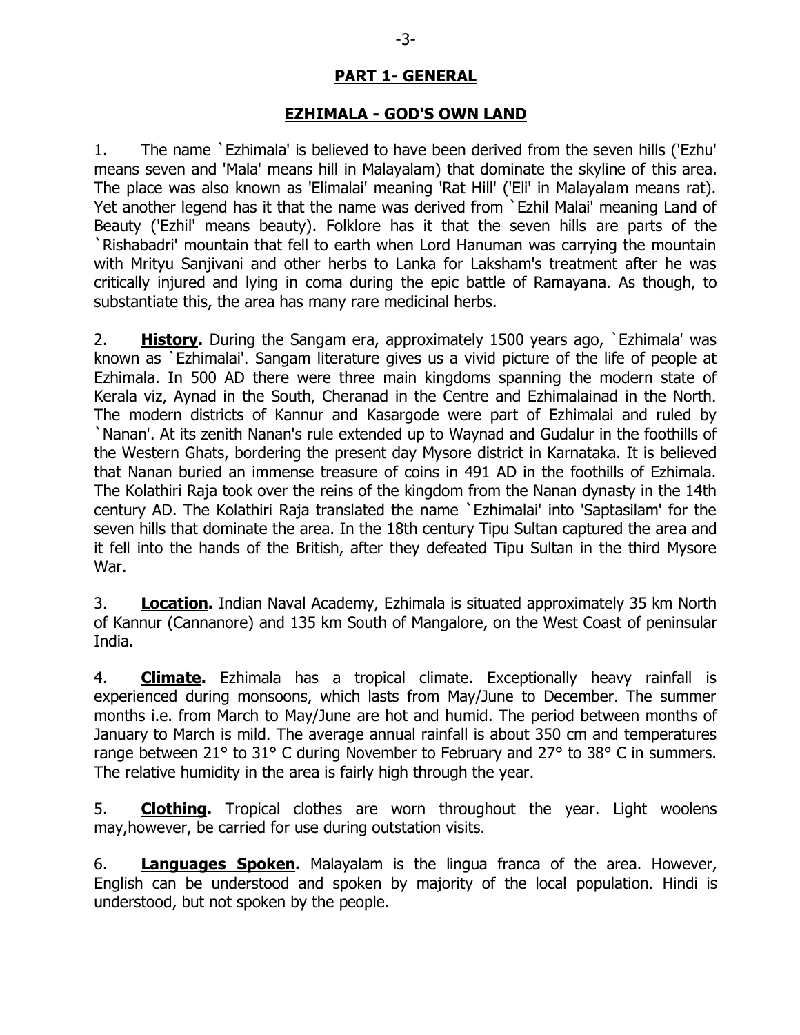## PART 1- GENERAL

## EZHIMALA - GOD'S OWN LAND

1. The name `Ezhimala' is believed to have been derived from the seven hills ('Ezhu' means seven and 'Mala' means hill in Malayalam) that dominate the skyline of this area. The place was also known as 'Elimalai' meaning 'Rat Hill' ('Eli' in Malayalam means rat). Yet another legend has it that the name was derived from `Ezhil Malai' meaning Land of Beauty ('Ezhil' means beauty). Folklore has it that the seven hills are parts of the `Rishabadri' mountain that fell to earth when Lord Hanuman was carrying the mountain with Mrityu Sanjivani and other herbs to Lanka for Laksham's treatment after he was critically injured and lying in coma during the epic battle of Ramayana. As though, to substantiate this, the area has many rare medicinal herbs.

2. **History.** During the Sangam era, approximately 1500 years ago, `Ezhimala' was known as `Ezhimalai'. Sangam literature gives us a vivid picture of the life of people at Ezhimala. In 500 AD there were three main kingdoms spanning the modern state of Kerala viz, Aynad in the South, Cheranad in the Centre and Ezhimalainad in the North. The modern districts of Kannur and Kasargode were part of Ezhimalai and ruled by `Nanan'. At its zenith Nanan's rule extended up to Waynad and Gudalur in the foothills of the Western Ghats, bordering the present day Mysore district in Karnataka. It is believed that Nanan buried an immense treasure of coins in 491 AD in the foothills of Ezhimala. The Kolathiri Raja took over the reins of the kingdom from the Nanan dynasty in the 14th century AD. The Kolathiri Raja translated the name `Ezhimalai' into 'Saptasilam' for the seven hills that dominate the area. In the 18th century Tipu Sultan captured the area and it fell into the hands of the British, after they defeated Tipu Sultan in the third Mysore War.

3. **Location.** Indian Naval Academy, Ezhimala is situated approximately 35 km North of Kannur (Cannanore) and 135 km South of Mangalore, on the West Coast of peninsular India.

4. **Climate.** Ezhimala has a tropical climate. Exceptionally heavy rainfall is experienced during monsoons, which lasts from May/June to December. The summer months i.e. from March to May/June are hot and humid. The period between months of January to March is mild. The average annual rainfall is about 350 cm and temperatures range between 21° to 31° C during November to February and 27° to 38° C in summers. The relative humidity in the area is fairly high through the year.

5. **Clothing.** Tropical clothes are worn throughout the year. Light woolens may,however, be carried for use during outstation visits.

6. **Languages Spoken.** Malayalam is the lingua franca of the area. However, English can be understood and spoken by majority of the local population. Hindi is understood, but not spoken by the people.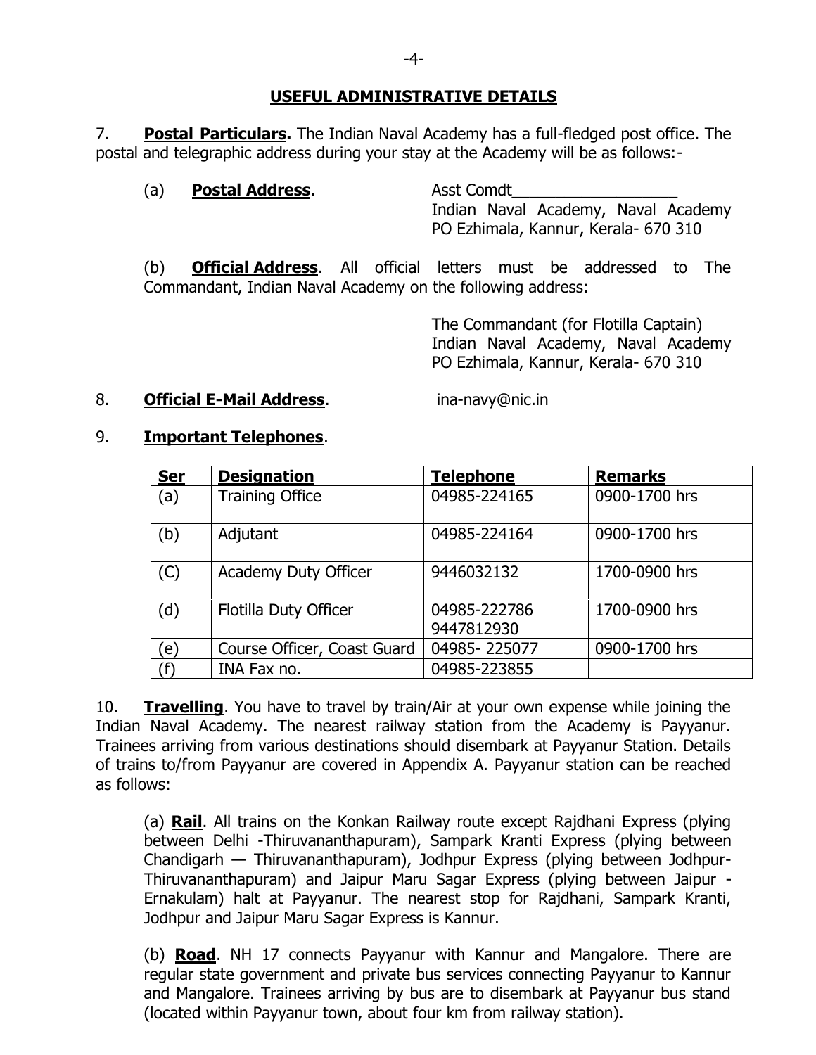## USEFUL ADMINISTRATIVE DETAILS

7. **Postal Particulars.** The Indian Naval Academy has a full-fledged post office. The postal and telegraphic address during your stay at the Academy will be as follows:-

(a) **Postal Address**.

Asst Comdt___________________
Indian Naval Academy, Naval Academy
PO Ezhimala, Kannur, Kerala- 670 310

(b) **Official Address**. All official letters must be addressed to The Commandant, Indian Naval Academy on the following address:

The Commandant (for Flotilla Captain)
Indian Naval Academy, Naval Academy
PO Ezhimala, Kannur, Kerala- 670 310

8. **Official E-Mail Address**. ina-navy@nic.in

9. **Important Telephones**.

| Ser | Designation | Telephone | Remarks |
|---|---|---|---|
| (a) | Training Office | 04985-224165 | 0900-1700 hrs |
| (b) | Adjutant | 04985-224164 | 0900-1700 hrs |
| (C) | Academy Duty Officer | 9446032132 | 1700-0900 hrs |
| (d) | Flotilla Duty Officer | 04985-222786 9447812930 | 1700-0900 hrs |
| (e) | Course Officer, Coast Guard | 04985- 225077 | 0900-1700 hrs |
| (f) | INA Fax no. | 04985-223855 | |

10. **Travelling**. You have to travel by train/Air at your own expense while joining the Indian Naval Academy. The nearest railway station from the Academy is Payyanur. Trainees arriving from various destinations should disembark at Payyanur Station. Details of trains to/from Payyanur are covered in Appendix A. Payyanur station can be reached as follows:

(a) **Rail**. All trains on the Konkan Railway route except Rajdhani Express (plying between Delhi -Thiruvananthapuram), Sampark Kranti Express (plying between Chandigarh — Thiruvananthapuram), Jodhpur Express (plying between Jodhpur-Thiruvananthapuram) and Jaipur Maru Sagar Express (plying between Jaipur - Ernakulam) halt at Payyanur. The nearest stop for Rajdhani, Sampark Kranti, Jodhpur and Jaipur Maru Sagar Express is Kannur.

(b) **Road**. NH 17 connects Payyanur with Kannur and Mangalore. There are regular state government and private bus services connecting Payyanur to Kannur and Mangalore. Trainees arriving by bus are to disembark at Payyanur bus stand (located within Payyanur town, about four km from railway station).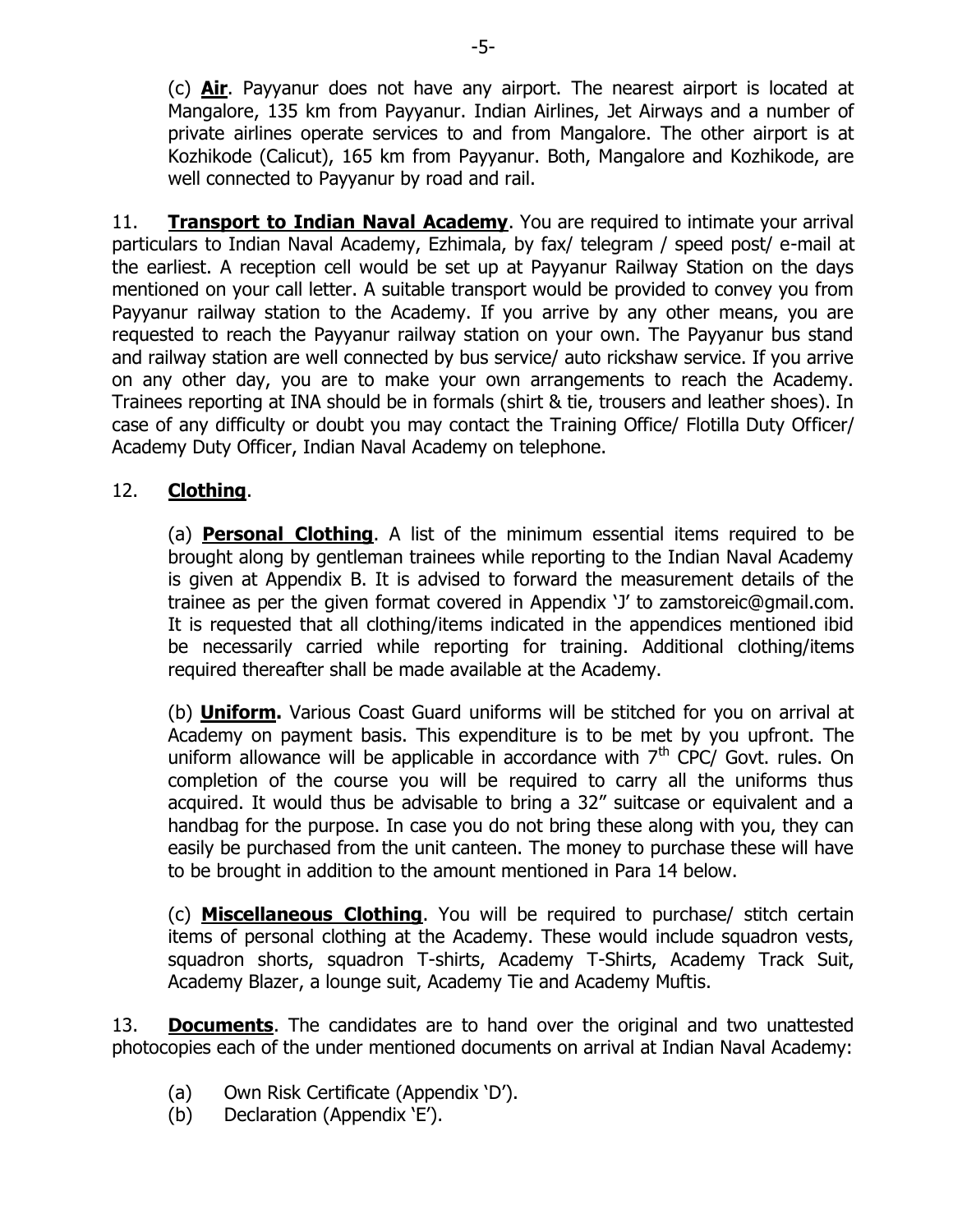(c) **<u>Air</u>**. Payyanur does not have any airport. The nearest airport is located at Mangalore, 135 km from Payyanur. Indian Airlines, Jet Airways and a number of private airlines operate services to and from Mangalore. The other airport is at Kozhikode (Calicut), 165 km from Payyanur. Both, Mangalore and Kozhikode, are well connected to Payyanur by road and rail.

11. **<u>Transport to Indian Naval Academy</u>**. You are required to intimate your arrival particulars to Indian Naval Academy, Ezhimala, by fax/ telegram / speed post/ e-mail at the earliest. A reception cell would be set up at Payyanur Railway Station on the days mentioned on your call letter. A suitable transport would be provided to convey you from Payyanur railway station to the Academy. If you arrive by any other means, you are requested to reach the Payyanur railway station on your own. The Payyanur bus stand and railway station are well connected by bus service/ auto rickshaw service. If you arrive on any other day, you are to make your own arrangements to reach the Academy. Trainees reporting at INA should be in formals (shirt & tie, trousers and leather shoes). In case of any difficulty or doubt you may contact the Training Office/ Flotilla Duty Officer/ Academy Duty Officer, Indian Naval Academy on telephone.

12. **<u>Clothing</u>**.

(a) **<u>Personal Clothing</u>**. A list of the minimum essential items required to be brought along by gentleman trainees while reporting to the Indian Naval Academy is given at Appendix B. It is advised to forward the measurement details of the trainee as per the given format covered in Appendix 'J' to zamstoreic@gmail.com. It is requested that all clothing/items indicated in the appendices mentioned ibid be necessarily carried while reporting for training. Additional clothing/items required thereafter shall be made available at the Academy.

(b) **<u>Uniform.</u>** Various Coast Guard uniforms will be stitched for you on arrival at Academy on payment basis. This expenditure is to be met by you upfront. The uniform allowance will be applicable in accordance with 7th CPC/ Govt. rules. On completion of the course you will be required to carry all the uniforms thus acquired. It would thus be advisable to bring a 32" suitcase or equivalent and a handbag for the purpose. In case you do not bring these along with you, they can easily be purchased from the unit canteen. The money to purchase these will have to be brought in addition to the amount mentioned in Para 14 below.

(c) **<u>Miscellaneous Clothing</u>**. You will be required to purchase/ stitch certain items of personal clothing at the Academy. These would include squadron vests, squadron shorts, squadron T-shirts, Academy T-Shirts, Academy Track Suit, Academy Blazer, a lounge suit, Academy Tie and Academy Muftis.

13. **<u>Documents</u>**. The candidates are to hand over the original and two unattested photocopies each of the under mentioned documents on arrival at Indian Naval Academy:

- (a) Own Risk Certificate (Appendix 'D').
- (b) Declaration (Appendix 'E').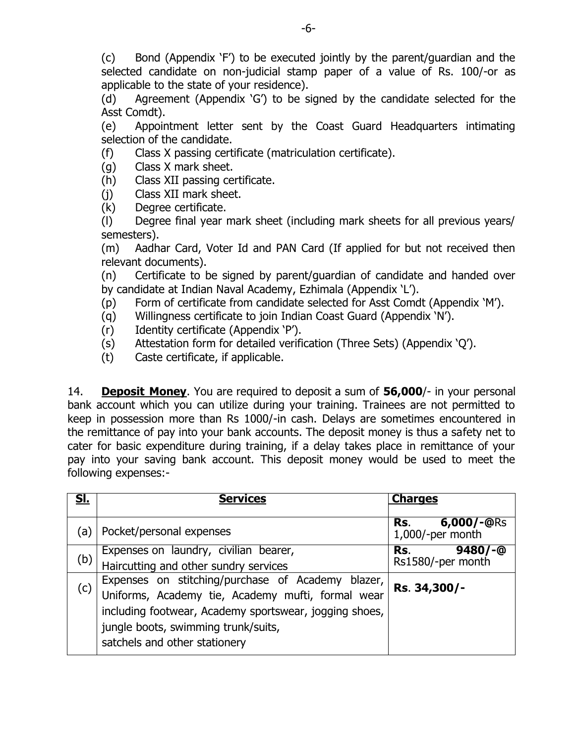(c) Bond (Appendix 'F') to be executed jointly by the parent/guardian and the selected candidate on non-judicial stamp paper of a value of Rs. 100/-or as applicable to the state of your residence).

(d) Agreement (Appendix 'G') to be signed by the candidate selected for the Asst Comdt).

(e) Appointment letter sent by the Coast Guard Headquarters intimating selection of the candidate.

(f) Class X passing certificate (matriculation certificate).

(g) Class X mark sheet.

(h) Class XII passing certificate.

(j) Class XII mark sheet.

(k) Degree certificate.

(l) Degree final year mark sheet (including mark sheets for all previous years/ semesters).

(m) Aadhar Card, Voter Id and PAN Card (If applied for but not received then relevant documents).

(n) Certificate to be signed by parent/guardian of candidate and handed over by candidate at Indian Naval Academy, Ezhimala (Appendix 'L').

(p) Form of certificate from candidate selected for Asst Comdt (Appendix 'M').

(q) Willingness certificate to join Indian Coast Guard (Appendix 'N').

(r) Identity certificate (Appendix 'P').

(s) Attestation form for detailed verification (Three Sets) (Appendix 'Q').

(t) Caste certificate, if applicable.

14. **Deposit Money**. You are required to deposit a sum of **56,000**/- in your personal bank account which you can utilize during your training. Trainees are not permitted to keep in possession more than Rs 1000/-in cash. Delays are sometimes encountered in the remittance of pay into your bank accounts. The deposit money is thus a safety net to cater for basic expenditure during training, if a delay takes place in remittance of your pay into your saving bank account. This deposit money would be used to meet the following expenses:-

| Sl. | Services | Charges |
|---|---|---|
| (a) | Pocket/personal expenses | **Rs. 6,000/-@**Rs 1,000/-per month |
| (b) | Expenses on laundry, civilian bearer, Haircutting and other sundry services | **Rs. 9480/-@** Rs1580/-per month |
| (c) | Expenses on stitching/purchase of Academy blazer, Uniforms, Academy tie, Academy mufti, formal wear including footwear, Academy sportswear, jogging shoes, jungle boots, swimming trunk/suits, satchels and other stationery | **Rs. 34,300/-** |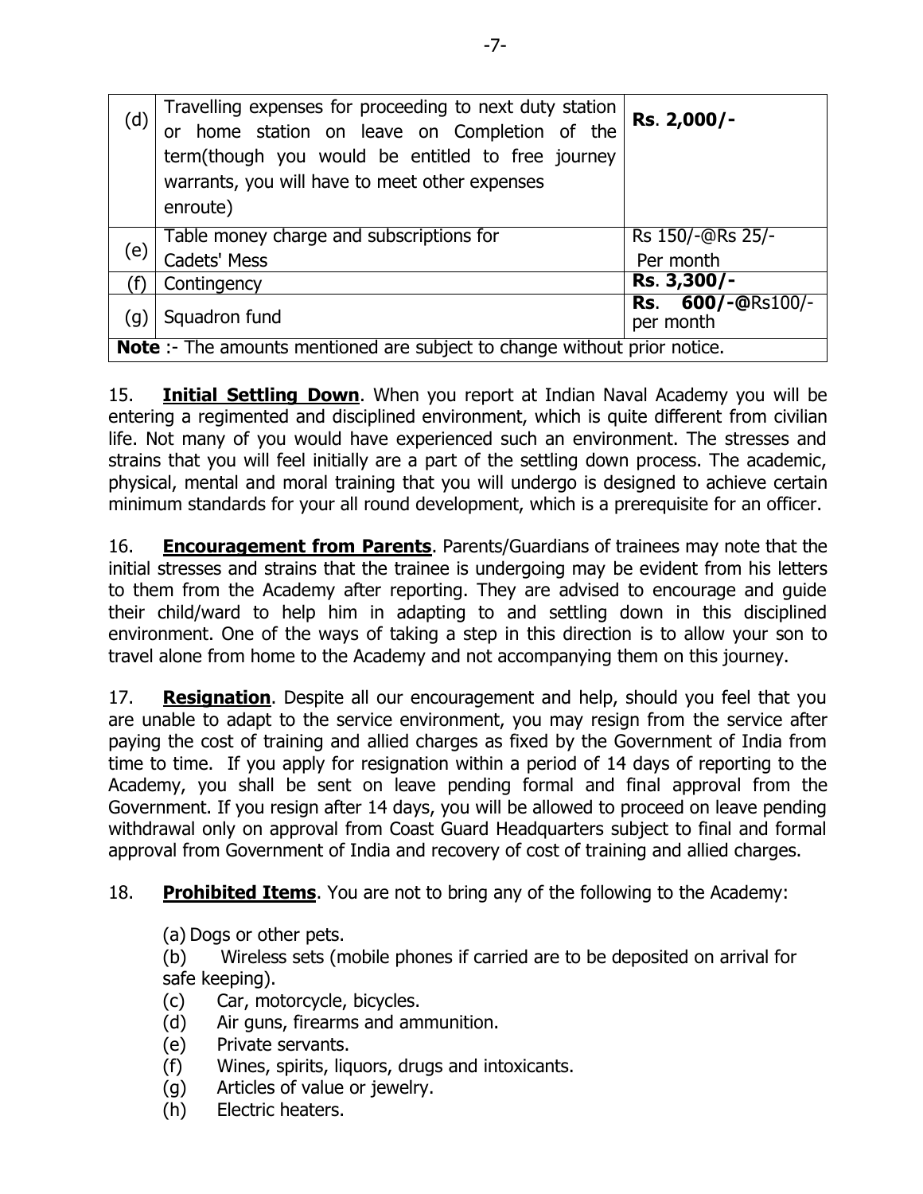| | | |
|---|---|---|
| (d) | Travelling expenses for proceeding to next duty station or home station on leave on Completion of the term(though you would be entitled to free journey warrants, you will have to meet other expenses enroute) | **Rs**. **2,000/-** |
| (e) | Table money charge and subscriptions for Cadets' Mess | Rs 150/-@Rs 25/- Per month |
| (f) | Contingency | **Rs**. **3,300/-** |
| (g) | Squadron fund | **Rs**. **600/-@**Rs100/- per month |
| **Note** :- The amounts mentioned are subject to change without prior notice. | | |

15. **Initial Settling Down**. When you report at Indian Naval Academy you will be entering a regimented and disciplined environment, which is quite different from civilian life. Not many of you would have experienced such an environment. The stresses and strains that you will feel initially are a part of the settling down process. The academic, physical, mental and moral training that you will undergo is designed to achieve certain minimum standards for your all round development, which is a prerequisite for an officer.

16. **Encouragement from Parents**. Parents/Guardians of trainees may note that the initial stresses and strains that the trainee is undergoing may be evident from his letters to them from the Academy after reporting. They are advised to encourage and guide their child/ward to help him in adapting to and settling down in this disciplined environment. One of the ways of taking a step in this direction is to allow your son to travel alone from home to the Academy and not accompanying them on this journey.

17. **Resignation**. Despite all our encouragement and help, should you feel that you are unable to adapt to the service environment, you may resign from the service after paying the cost of training and allied charges as fixed by the Government of India from time to time. If you apply for resignation within a period of 14 days of reporting to the Academy, you shall be sent on leave pending formal and final approval from the Government. If you resign after 14 days, you will be allowed to proceed on leave pending withdrawal only on approval from Coast Guard Headquarters subject to final and formal approval from Government of India and recovery of cost of training and allied charges.

18. **Prohibited Items**. You are not to bring any of the following to the Academy:

(a) Dogs or other pets.
(b) Wireless sets (mobile phones if carried are to be deposited on arrival for safe keeping).
(c) Car, motorcycle, bicycles.
(d) Air guns, firearms and ammunition.
(e) Private servants.
(f) Wines, spirits, liquors, drugs and intoxicants.
(g) Articles of value or jewelry.
(h) Electric heaters.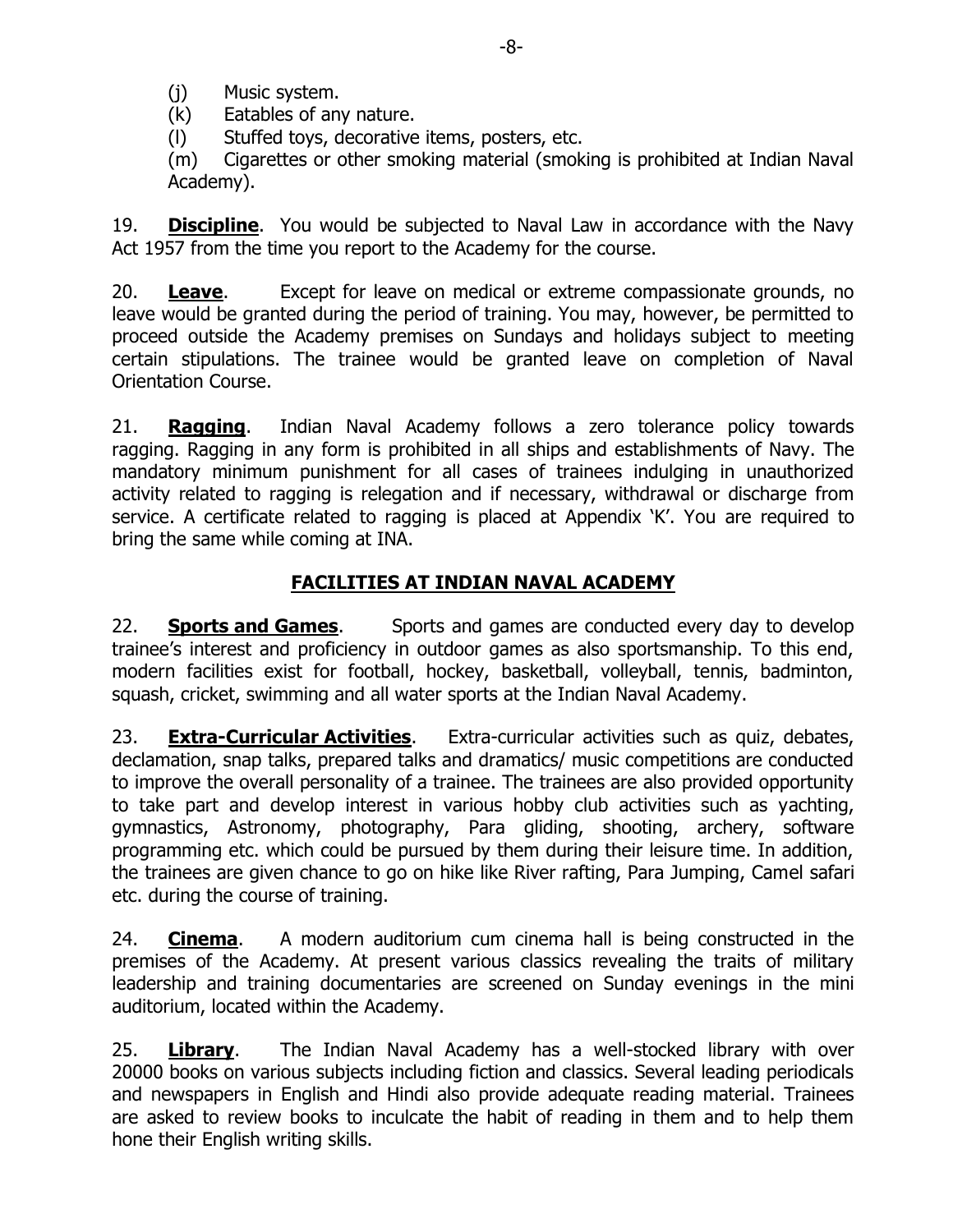(j) Music system.

(k) Eatables of any nature.

(l) Stuffed toys, decorative items, posters, etc.

(m) Cigarettes or other smoking material (smoking is prohibited at Indian Naval Academy).

19. **Discipline**. You would be subjected to Naval Law in accordance with the Navy Act 1957 from the time you report to the Academy for the course.

20. **Leave**. Except for leave on medical or extreme compassionate grounds, no leave would be granted during the period of training. You may, however, be permitted to proceed outside the Academy premises on Sundays and holidays subject to meeting certain stipulations. The trainee would be granted leave on completion of Naval Orientation Course.

21. **Ragging**. Indian Naval Academy follows a zero tolerance policy towards ragging. Ragging in any form is prohibited in all ships and establishments of Navy. The mandatory minimum punishment for all cases of trainees indulging in unauthorized activity related to ragging is relegation and if necessary, withdrawal or discharge from service. A certificate related to ragging is placed at Appendix 'K'. You are required to bring the same while coming at INA.

## FACILITIES AT INDIAN NAVAL ACADEMY

22. **Sports and Games**. Sports and games are conducted every day to develop trainee's interest and proficiency in outdoor games as also sportsmanship. To this end, modern facilities exist for football, hockey, basketball, volleyball, tennis, badminton, squash, cricket, swimming and all water sports at the Indian Naval Academy.

23. **Extra-Curricular Activities**. Extra-curricular activities such as quiz, debates, declamation, snap talks, prepared talks and dramatics/ music competitions are conducted to improve the overall personality of a trainee. The trainees are also provided opportunity to take part and develop interest in various hobby club activities such as yachting, gymnastics, Astronomy, photography, Para gliding, shooting, archery, software programming etc. which could be pursued by them during their leisure time. In addition, the trainees are given chance to go on hike like River rafting, Para Jumping, Camel safari etc. during the course of training.

24. **Cinema**. A modern auditorium cum cinema hall is being constructed in the premises of the Academy. At present various classics revealing the traits of military leadership and training documentaries are screened on Sunday evenings in the mini auditorium, located within the Academy.

25. **Library**. The Indian Naval Academy has a well-stocked library with over 20000 books on various subjects including fiction and classics. Several leading periodicals and newspapers in English and Hindi also provide adequate reading material. Trainees are asked to review books to inculcate the habit of reading in them and to help them hone their English writing skills.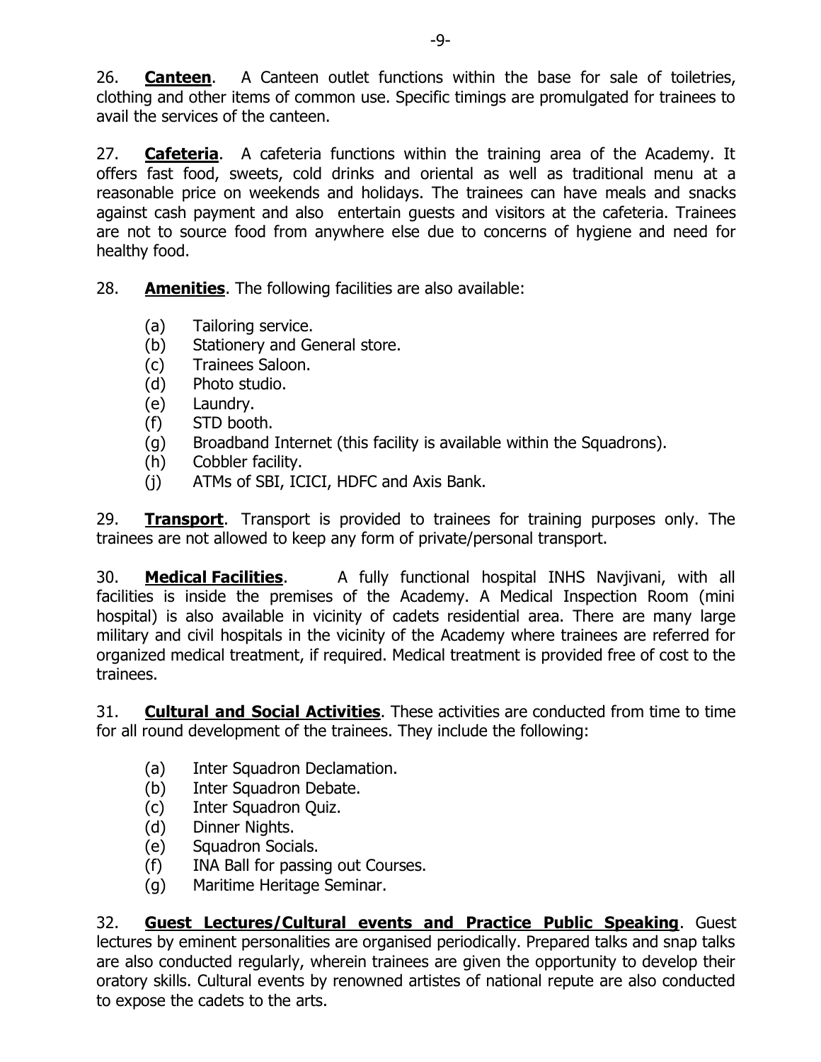26. **Canteen**. A Canteen outlet functions within the base for sale of toiletries, clothing and other items of common use. Specific timings are promulgated for trainees to avail the services of the canteen.

27. **Cafeteria**. A cafeteria functions within the training area of the Academy. It offers fast food, sweets, cold drinks and oriental as well as traditional menu at a reasonable price on weekends and holidays. The trainees can have meals and snacks against cash payment and also entertain guests and visitors at the cafeteria. Trainees are not to source food from anywhere else due to concerns of hygiene and need for healthy food.

28. **Amenities**. The following facilities are also available:

- (a) Tailoring service.
- (b) Stationery and General store.
- (c) Trainees Saloon.
- (d) Photo studio.
- (e) Laundry.
- (f) STD booth.
- (g) Broadband Internet (this facility is available within the Squadrons).
- (h) Cobbler facility.
- (j) ATMs of SBI, ICICI, HDFC and Axis Bank.

29. **Transport**. Transport is provided to trainees for training purposes only. The trainees are not allowed to keep any form of private/personal transport.

30. **Medical Facilities**. A fully functional hospital INHS Navjivani, with all facilities is inside the premises of the Academy. A Medical Inspection Room (mini hospital) is also available in vicinity of cadets residential area. There are many large military and civil hospitals in the vicinity of the Academy where trainees are referred for organized medical treatment, if required. Medical treatment is provided free of cost to the trainees.

31. **Cultural and Social Activities**. These activities are conducted from time to time for all round development of the trainees. They include the following:

- (a) Inter Squadron Declamation.
- (b) Inter Squadron Debate.
- (c) Inter Squadron Quiz.
- (d) Dinner Nights.
- (e) Squadron Socials.
- (f) INA Ball for passing out Courses.
- (g) Maritime Heritage Seminar.

32. **Guest Lectures/Cultural events and Practice Public Speaking**. Guest lectures by eminent personalities are organised periodically. Prepared talks and snap talks are also conducted regularly, wherein trainees are given the opportunity to develop their oratory skills. Cultural events by renowned artistes of national repute are also conducted to expose the cadets to the arts.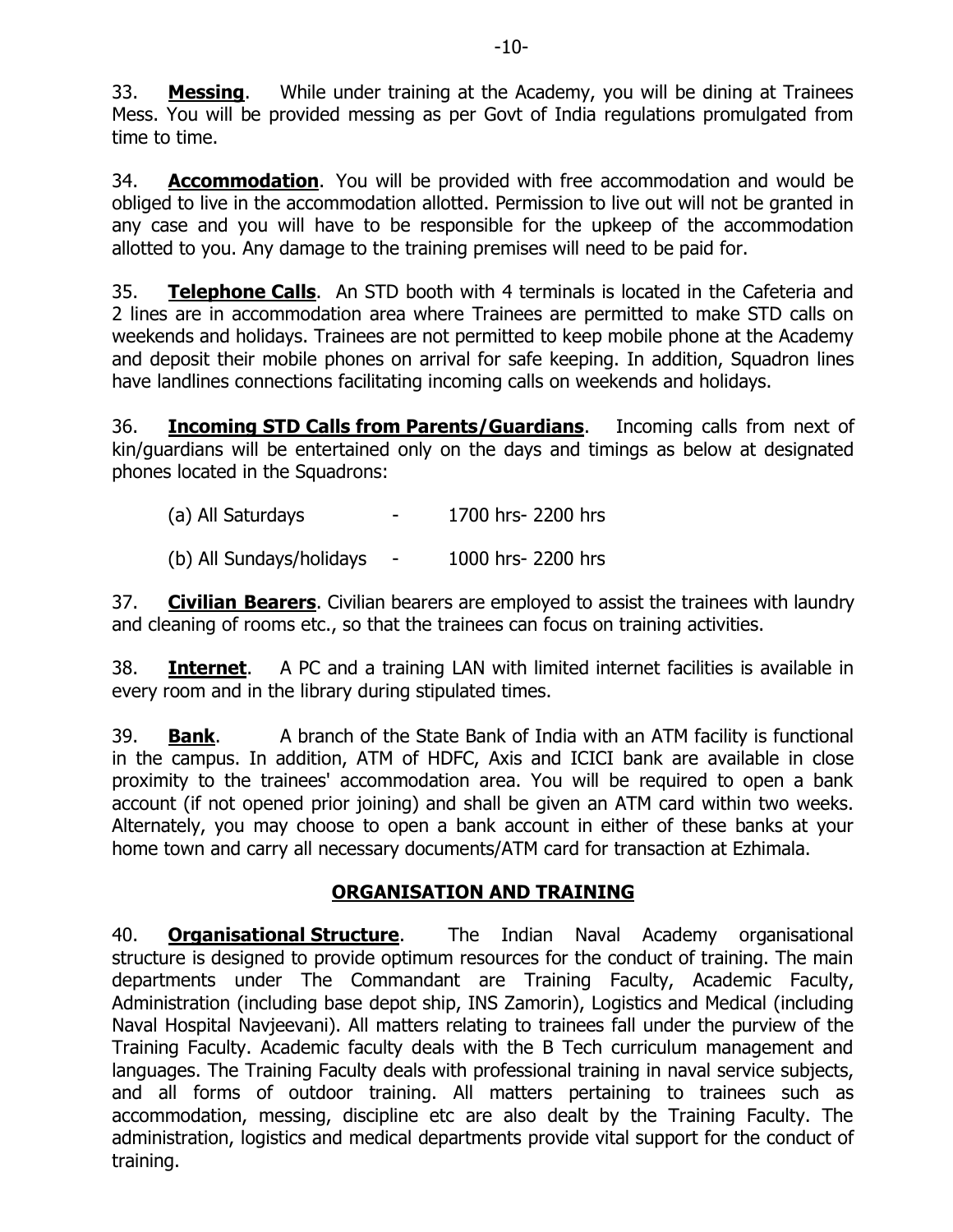33. **Messing**. While under training at the Academy, you will be dining at Trainees Mess. You will be provided messing as per Govt of India regulations promulgated from time to time.

34. **Accommodation**. You will be provided with free accommodation and would be obliged to live in the accommodation allotted. Permission to live out will not be granted in any case and you will have to be responsible for the upkeep of the accommodation allotted to you. Any damage to the training premises will need to be paid for.

35. **Telephone Calls**. An STD booth with 4 terminals is located in the Cafeteria and 2 lines are in accommodation area where Trainees are permitted to make STD calls on weekends and holidays. Trainees are not permitted to keep mobile phone at the Academy and deposit their mobile phones on arrival for safe keeping. In addition, Squadron lines have landlines connections facilitating incoming calls on weekends and holidays.

36. **Incoming STD Calls from Parents/Guardians**. Incoming calls from next of kin/guardians will be entertained only on the days and timings as below at designated phones located in the Squadrons:

(a) All Saturdays - 1700 hrs- 2200 hrs

(b) All Sundays/holidays - 1000 hrs- 2200 hrs

37. **Civilian Bearers**. Civilian bearers are employed to assist the trainees with laundry and cleaning of rooms etc., so that the trainees can focus on training activities.

38. **Internet**. A PC and a training LAN with limited internet facilities is available in every room and in the library during stipulated times.

39. **Bank**. A branch of the State Bank of India with an ATM facility is functional in the campus. In addition, ATM of HDFC, Axis and ICICI bank are available in close proximity to the trainees' accommodation area. You will be required to open a bank account (if not opened prior joining) and shall be given an ATM card within two weeks. Alternately, you may choose to open a bank account in either of these banks at your home town and carry all necessary documents/ATM card for transaction at Ezhimala.

## ORGANISATION AND TRAINING

40. **Organisational Structure**. The Indian Naval Academy organisational structure is designed to provide optimum resources for the conduct of training. The main departments under The Commandant are Training Faculty, Academic Faculty, Administration (including base depot ship, INS Zamorin), Logistics and Medical (including Naval Hospital Navjeevani). All matters relating to trainees fall under the purview of the Training Faculty. Academic faculty deals with the B Tech curriculum management and languages. The Training Faculty deals with professional training in naval service subjects, and all forms of outdoor training. All matters pertaining to trainees such as accommodation, messing, discipline etc are also dealt by the Training Faculty. The administration, logistics and medical departments provide vital support for the conduct of training.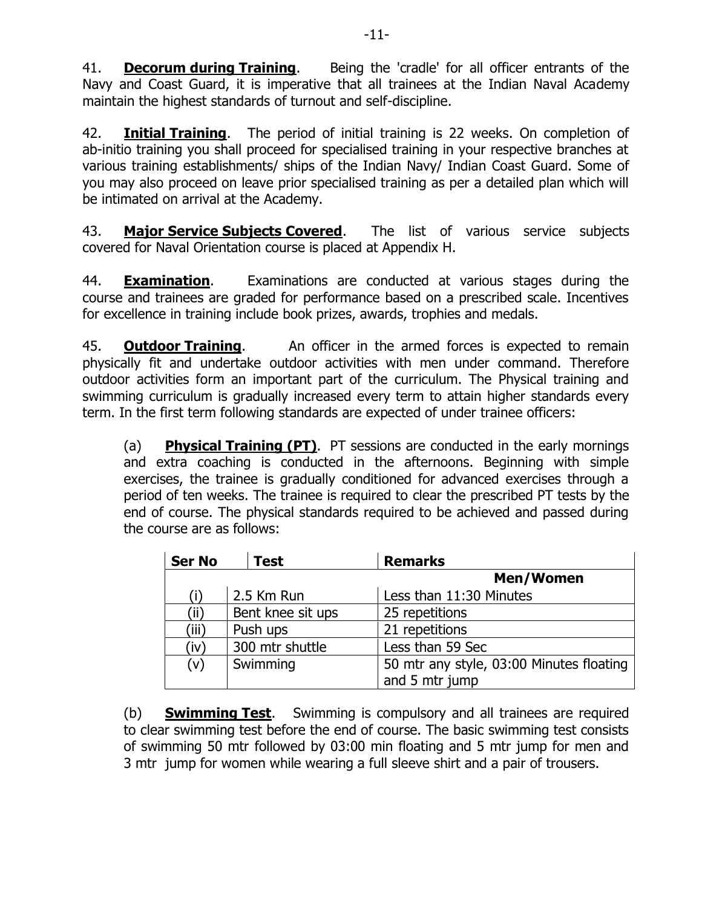41. **Decorum during Training**. Being the 'cradle' for all officer entrants of the Navy and Coast Guard, it is imperative that all trainees at the Indian Naval Academy maintain the highest standards of turnout and self-discipline.

42. **Initial Training**. The period of initial training is 22 weeks. On completion of ab-initio training you shall proceed for specialised training in your respective branches at various training establishments/ ships of the Indian Navy/ Indian Coast Guard. Some of you may also proceed on leave prior specialised training as per a detailed plan which will be intimated on arrival at the Academy.

43. **Major Service Subjects Covered**. The list of various service subjects covered for Naval Orientation course is placed at Appendix H.

44. **Examination**. Examinations are conducted at various stages during the course and trainees are graded for performance based on a prescribed scale. Incentives for excellence in training include book prizes, awards, trophies and medals.

45. **Outdoor Training**. An officer in the armed forces is expected to remain physically fit and undertake outdoor activities with men under command. Therefore outdoor activities form an important part of the curriculum. The Physical training and swimming curriculum is gradually increased every term to attain higher standards every term. In the first term following standards are expected of under trainee officers:

(a) **Physical Training (PT)**. PT sessions are conducted in the early mornings and extra coaching is conducted in the afternoons. Beginning with simple exercises, the trainee is gradually conditioned for advanced exercises through a period of ten weeks. The trainee is required to clear the prescribed PT tests by the end of course. The physical standards required to be achieved and passed during the course are as follows:

| Ser No | Test | Remarks |
|---|---|---|
| | | **Men/Women** |
| (i) | 2.5 Km Run | Less than 11:30 Minutes |
| (ii) | Bent knee sit ups | 25 repetitions |
| (iii) | Push ups | 21 repetitions |
| (iv) | 300 mtr shuttle | Less than 59 Sec |
| (v) | Swimming | 50 mtr any style, 03:00 Minutes floating and 5 mtr jump |

(b) **Swimming Test**. Swimming is compulsory and all trainees are required to clear swimming test before the end of course. The basic swimming test consists of swimming 50 mtr followed by 03:00 min floating and 5 mtr jump for men and 3 mtr jump for women while wearing a full sleeve shirt and a pair of trousers.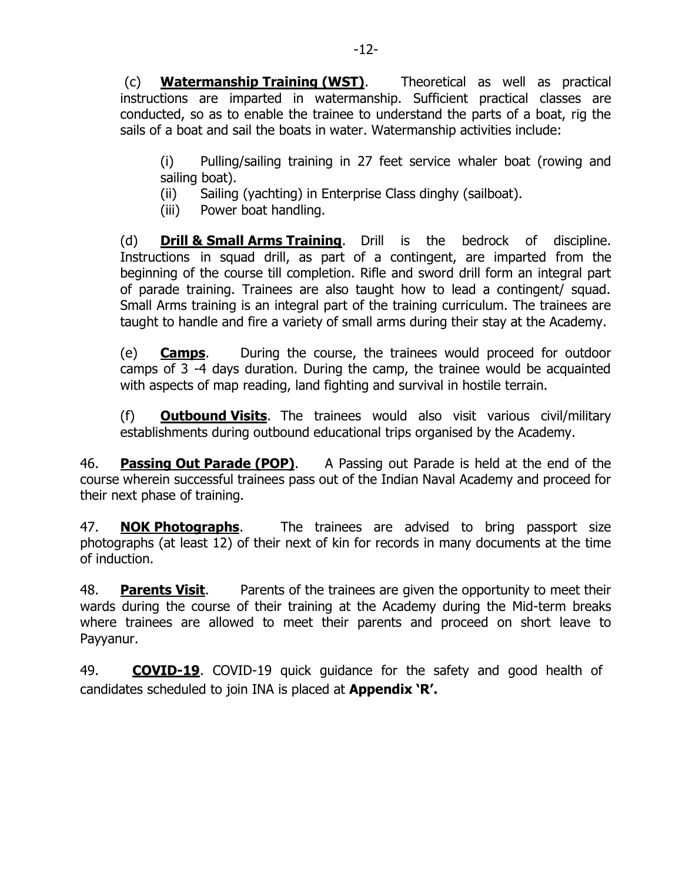(c) **Watermanship Training (WST)**. Theoretical as well as practical instructions are imparted in watermanship. Sufficient practical classes are conducted, so as to enable the trainee to understand the parts of a boat, rig the sails of a boat and sail the boats in water. Watermanship activities include:

(i) Pulling/sailing training in 27 feet service whaler boat (rowing and sailing boat).

(ii) Sailing (yachting) in Enterprise Class dinghy (sailboat).

(iii) Power boat handling.

(d) **Drill & Small Arms Training**. Drill is the bedrock of discipline. Instructions in squad drill, as part of a contingent, are imparted from the beginning of the course till completion. Rifle and sword drill form an integral part of parade training. Trainees are also taught how to lead a contingent/ squad. Small Arms training is an integral part of the training curriculum. The trainees are taught to handle and fire a variety of small arms during their stay at the Academy.

(e) **Camps**. During the course, the trainees would proceed for outdoor camps of 3 -4 days duration. During the camp, the trainee would be acquainted with aspects of map reading, land fighting and survival in hostile terrain.

(f) **Outbound Visits**. The trainees would also visit various civil/military establishments during outbound educational trips organised by the Academy.

46. **Passing Out Parade (POP)**. A Passing out Parade is held at the end of the course wherein successful trainees pass out of the Indian Naval Academy and proceed for their next phase of training.

47. **NOK Photographs**. The trainees are advised to bring passport size photographs (at least 12) of their next of kin for records in many documents at the time of induction.

48. **Parents Visit**. Parents of the trainees are given the opportunity to meet their wards during the course of their training at the Academy during the Mid-term breaks where trainees are allowed to meet their parents and proceed on short leave to Payyanur.

49. **COVID-19**. COVID-19 quick guidance for the safety and good health of candidates scheduled to join INA is placed at **Appendix 'R'.**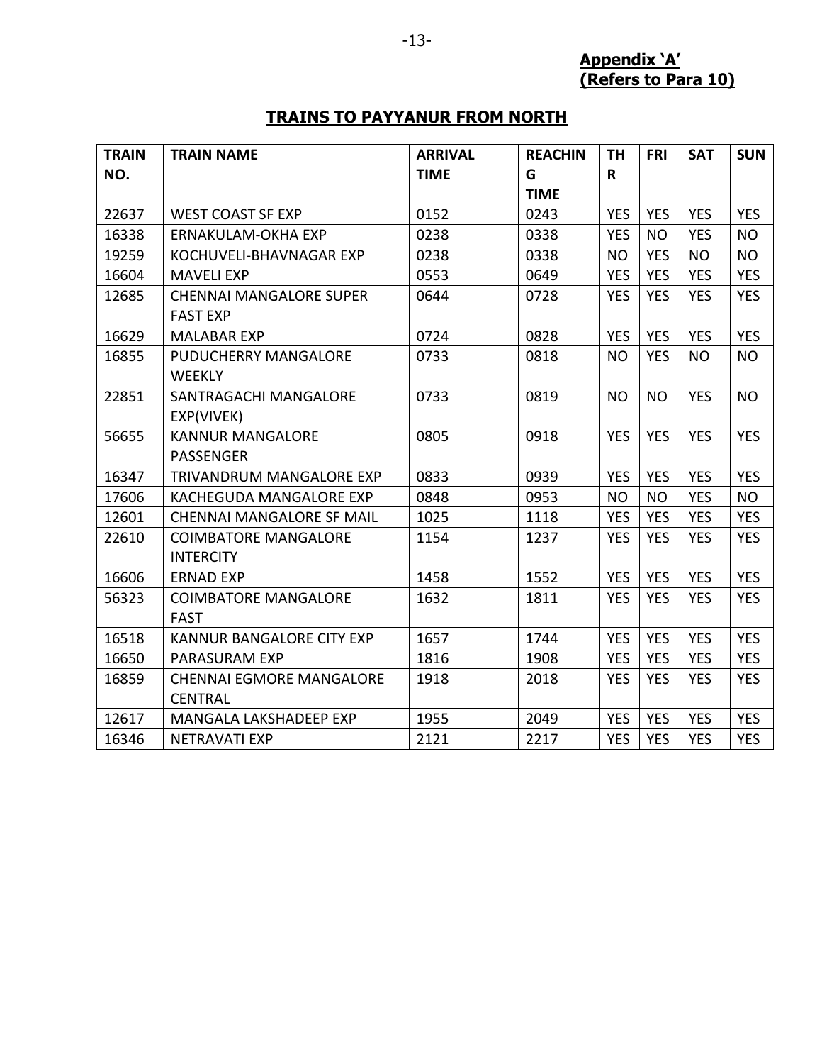**Appendix 'A'**
**(Refers to Para 10)**

## TRAINS TO PAYYANUR FROM NORTH

| TRAIN NO. | TRAIN NAME | ARRIVAL TIME | REACHING TIME | THR | FRI | SAT | SUN |
|---|---|---|---|---|---|---|---|
| 22637 | WEST COAST SF EXP | 0152 | 0243 | YES | YES | YES | YES |
| 16338 | ERNAKULAM-OKHA EXP | 0238 | 0338 | YES | NO | YES | NO |
| 19259 | KOCHUVELI-BHAVNAGAR EXP | 0238 | 0338 | NO | YES | NO | NO |
| 16604 | MAVELI EXP | 0553 | 0649 | YES | YES | YES | YES |
| 12685 | CHENNAI MANGALORE SUPER FAST EXP | 0644 | 0728 | YES | YES | YES | YES |
| 16629 | MALABAR EXP | 0724 | 0828 | YES | YES | YES | YES |
| 16855 | PUDUCHERRY MANGALORE WEEKLY | 0733 | 0818 | NO | YES | NO | NO |
| 22851 | SANTRAGACHI MANGALORE EXP(VIVEK) | 0733 | 0819 | NO | NO | YES | NO |
| 56655 | KANNUR MANGALORE PASSENGER | 0805 | 0918 | YES | YES | YES | YES |
| 16347 | TRIVANDRUM MANGALORE EXP | 0833 | 0939 | YES | YES | YES | YES |
| 17606 | KACHEGUDA MANGALORE EXP | 0848 | 0953 | NO | NO | YES | NO |
| 12601 | CHENNAI MANGALORE SF MAIL | 1025 | 1118 | YES | YES | YES | YES |
| 22610 | COIMBATORE MANGALORE INTERCITY | 1154 | 1237 | YES | YES | YES | YES |
| 16606 | ERNAD EXP | 1458 | 1552 | YES | YES | YES | YES |
| 56323 | COIMBATORE MANGALORE FAST | 1632 | 1811 | YES | YES | YES | YES |
| 16518 | KANNUR BANGALORE CITY EXP | 1657 | 1744 | YES | YES | YES | YES |
| 16650 | PARASURAM EXP | 1816 | 1908 | YES | YES | YES | YES |
| 16859 | CHENNAI EGMORE MANGALORE CENTRAL | 1918 | 2018 | YES | YES | YES | YES |
| 12617 | MANGALA LAKSHADEEP EXP | 1955 | 2049 | YES | YES | YES | YES |
| 16346 | NETRAVATI EXP | 2121 | 2217 | YES | YES | YES | YES |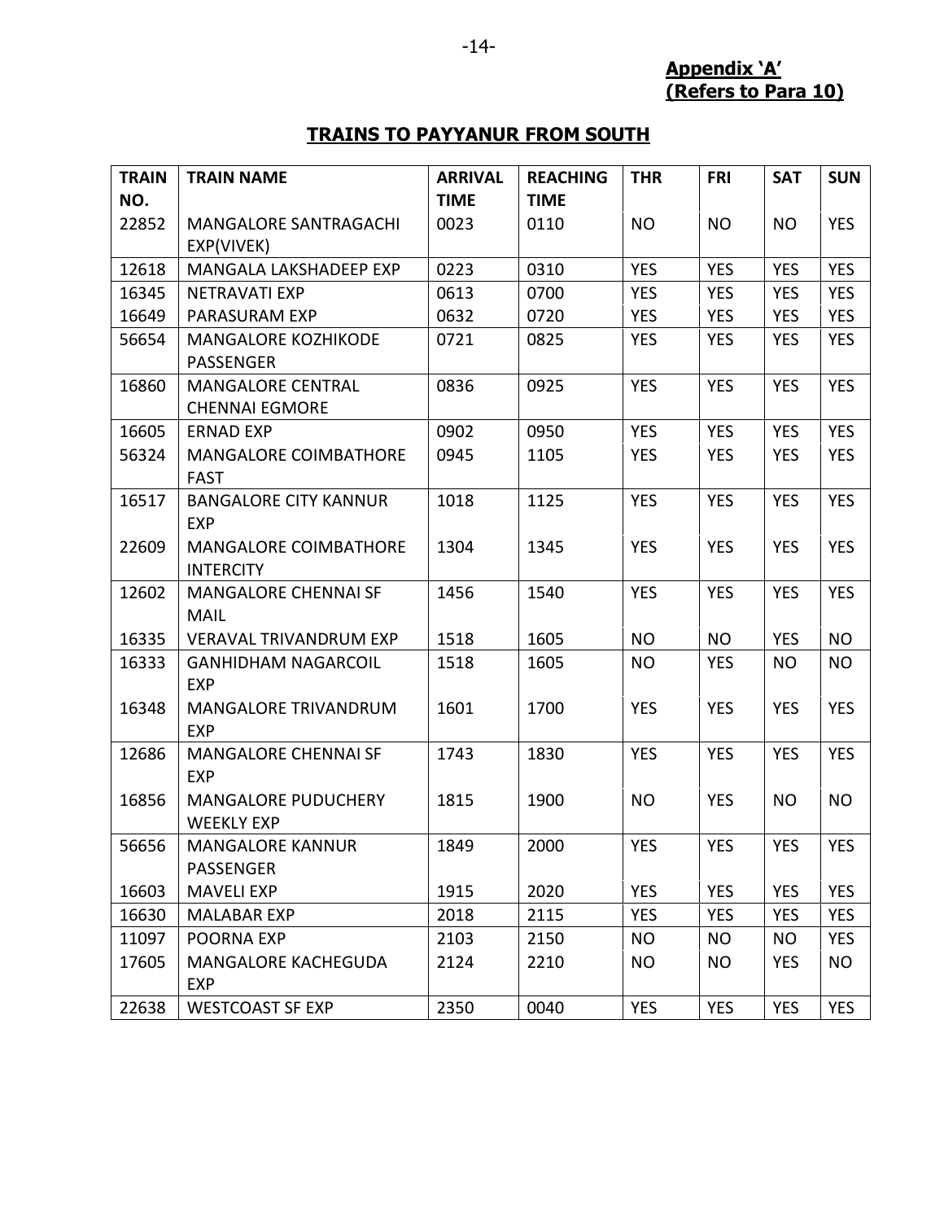**Appendix 'A'**
**(Refers to Para 10)**

## TRAINS TO PAYYANUR FROM SOUTH

| TRAIN NO. | TRAIN NAME | ARRIVAL TIME | REACHING TIME | THR | FRI | SAT | SUN |
|---|---|---|---|---|---|---|---|
| 22852 | MANGALORE SANTRAGACHI EXP(VIVEK) | 0023 | 0110 | NO | NO | NO | YES |
| 12618 | MANGALA LAKSHADEEP EXP | 0223 | 0310 | YES | YES | YES | YES |
| 16345 | NETRAVATI EXP | 0613 | 0700 | YES | YES | YES | YES |
| 16649 | PARASURAM EXP | 0632 | 0720 | YES | YES | YES | YES |
| 56654 | MANGALORE KOZHIKODE PASSENGER | 0721 | 0825 | YES | YES | YES | YES |
| 16860 | MANGALORE CENTRAL CHENNAI EGMORE | 0836 | 0925 | YES | YES | YES | YES |
| 16605 | ERNAD EXP | 0902 | 0950 | YES | YES | YES | YES |
| 56324 | MANGALORE COIMBATHORE FAST | 0945 | 1105 | YES | YES | YES | YES |
| 16517 | BANGALORE CITY KANNUR EXP | 1018 | 1125 | YES | YES | YES | YES |
| 22609 | MANGALORE COIMBATHORE INTERCITY | 1304 | 1345 | YES | YES | YES | YES |
| 12602 | MANGALORE CHENNAI SF MAIL | 1456 | 1540 | YES | YES | YES | YES |
| 16335 | VERAVAL TRIVANDRUM EXP | 1518 | 1605 | NO | NO | YES | NO |
| 16333 | GANHIDHAM NAGARCOIL EXP | 1518 | 1605 | NO | YES | NO | NO |
| 16348 | MANGALORE TRIVANDRUM EXP | 1601 | 1700 | YES | YES | YES | YES |
| 12686 | MANGALORE CHENNAI SF EXP | 1743 | 1830 | YES | YES | YES | YES |
| 16856 | MANGALORE PUDUCHERY WEEKLY EXP | 1815 | 1900 | NO | YES | NO | NO |
| 56656 | MANGALORE KANNUR PASSENGER | 1849 | 2000 | YES | YES | YES | YES |
| 16603 | MAVELI EXP | 1915 | 2020 | YES | YES | YES | YES |
| 16630 | MALABAR EXP | 2018 | 2115 | YES | YES | YES | YES |
| 11097 | POORNA EXP | 2103 | 2150 | NO | NO | NO | YES |
| 17605 | MANGALORE KACHEGUDA EXP | 2124 | 2210 | NO | NO | YES | NO |
| 22638 | WESTCOAST SF EXP | 2350 | 0040 | YES | YES | YES | YES |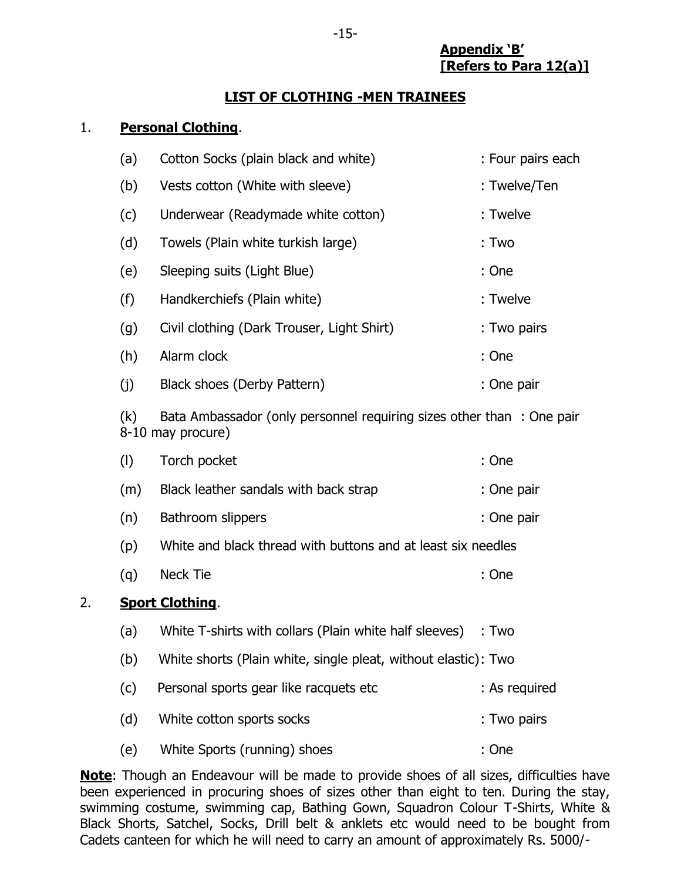**Appendix 'B'**
**[Refers to Para 12(a)]**

## LIST OF CLOTHING -MEN TRAINEES

1. **Personal Clothing**.

(a) Cotton Socks (plain black and white) : Four pairs each

(b) Vests cotton (White with sleeve) : Twelve/Ten

(c) Underwear (Readymade white cotton) : Twelve

(d) Towels (Plain white turkish large) : Two

(e) Sleeping suits (Light Blue) : One

(f) Handkerchiefs (Plain white) : Twelve

(g) Civil clothing (Dark Trouser, Light Shirt) : Two pairs

(h) Alarm clock : One

(j) Black shoes (Derby Pattern) : One pair

(k) Bata Ambassador (only personnel requiring sizes other than 8-10 may procure) : One pair

(l) Torch pocket : One

(m) Black leather sandals with back strap : One pair

(n) Bathroom slippers : One pair

(p) White and black thread with buttons and at least six needles

(q) Neck Tie : One

2. **Sport Clothing**.

(a) White T-shirts with collars (Plain white half sleeves) : Two

(b) White shorts (Plain white, single pleat, without elastic): Two

(c) Personal sports gear like racquets etc : As required

(d) White cotton sports socks : Two pairs

(e) White Sports (running) shoes : One

**Note**: Though an Endeavour will be made to provide shoes of all sizes, difficulties have been experienced in procuring shoes of sizes other than eight to ten. During the stay, swimming costume, swimming cap, Bathing Gown, Squadron Colour T-Shirts, White & Black Shorts, Satchel, Socks, Drill belt & anklets etc would need to be bought from Cadets canteen for which he will need to carry an amount of approximately Rs. 5000/-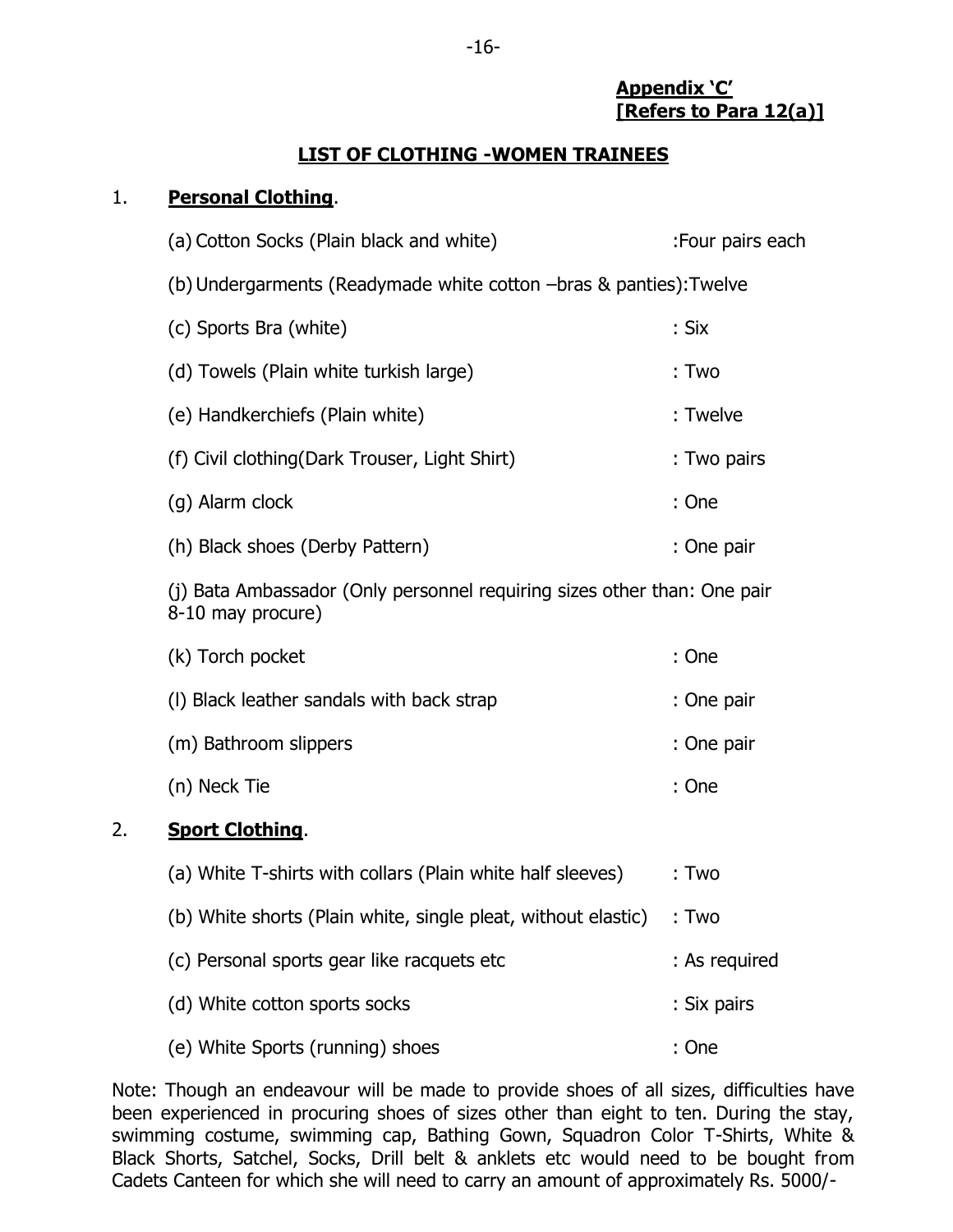**Appendix 'C'**
**[Refers to Para 12(a)]**

## LIST OF CLOTHING -WOMEN TRAINEES

1. **Personal Clothing**.

   (a) Cotton Socks (Plain black and white) :Four pairs each

   (b) Undergarments (Readymade white cotton –bras & panties):Twelve

   (c) Sports Bra (white) : Six

   (d) Towels (Plain white turkish large) : Two

   (e) Handkerchiefs (Plain white) : Twelve

   (f) Civil clothing(Dark Trouser, Light Shirt) : Two pairs

   (g) Alarm clock : One

   (h) Black shoes (Derby Pattern) : One pair

   (j) Bata Ambassador (Only personnel requiring sizes other than 8-10 may procure) : One pair

   (k) Torch pocket : One

   (l) Black leather sandals with back strap : One pair

   (m) Bathroom slippers : One pair

   (n) Neck Tie : One

2. **Sport Clothing**.

   (a) White T-shirts with collars (Plain white half sleeves) : Two

   (b) White shorts (Plain white, single pleat, without elastic) : Two

   (c) Personal sports gear like racquets etc : As required

   (d) White cotton sports socks : Six pairs

   (e) White Sports (running) shoes : One

Note: Though an endeavour will be made to provide shoes of all sizes, difficulties have been experienced in procuring shoes of sizes other than eight to ten. During the stay, swimming costume, swimming cap, Bathing Gown, Squadron Color T-Shirts, White & Black Shorts, Satchel, Socks, Drill belt & anklets etc would need to be bought from Cadets Canteen for which she will need to carry an amount of approximately Rs. 5000/-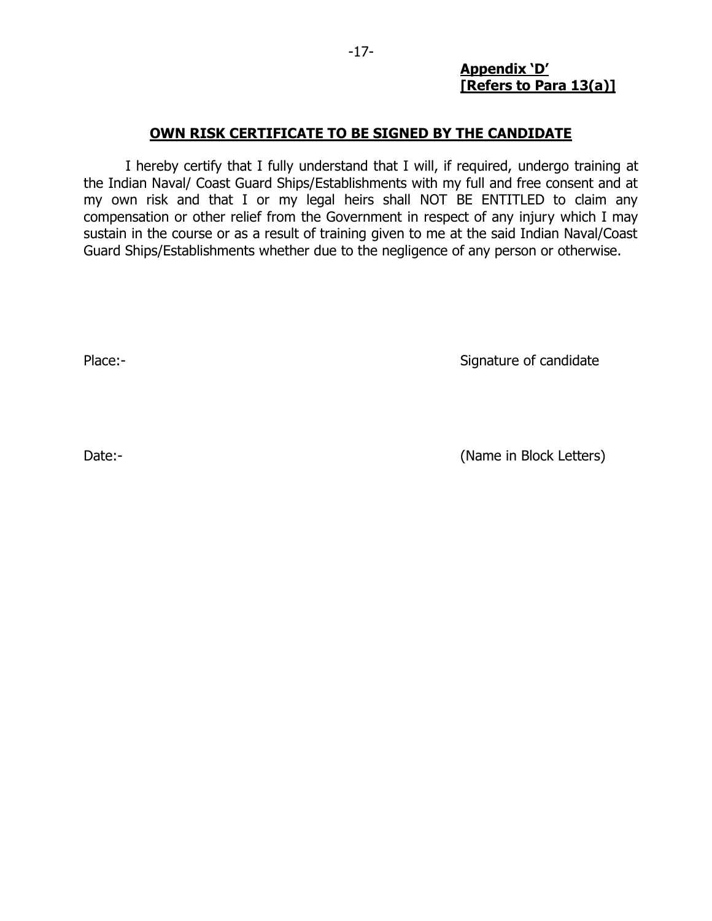**Appendix 'D'**
**[Refers to Para 13(a)]**

## OWN RISK CERTIFICATE TO BE SIGNED BY THE CANDIDATE

I hereby certify that I fully understand that I will, if required, undergo training at the Indian Naval/ Coast Guard Ships/Establishments with my full and free consent and at my own risk and that I or my legal heirs shall NOT BE ENTITLED to claim any compensation or other relief from the Government in respect of any injury which I may sustain in the course or as a result of training given to me at the said Indian Naval/Coast Guard Ships/Establishments whether due to the negligence of any person or otherwise.

Place:- Signature of candidate

Date:- (Name in Block Letters)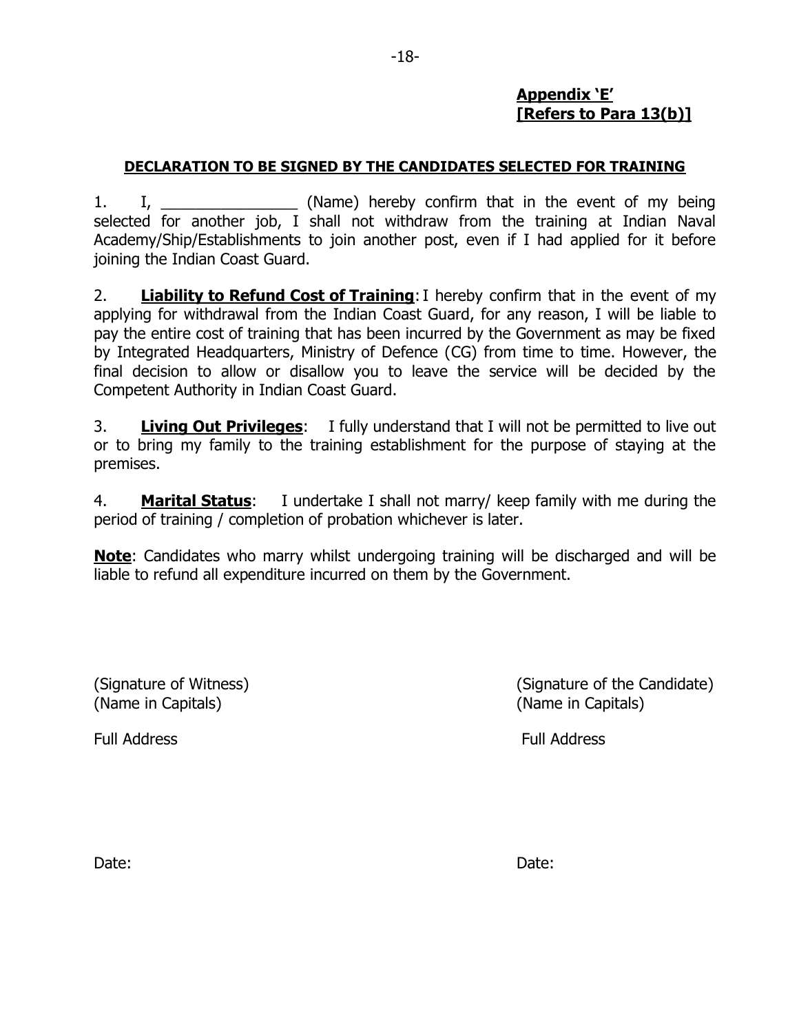**Appendix 'E'**
**[Refers to Para 13(b)]**

**DECLARATION TO BE SIGNED BY THE CANDIDATES SELECTED FOR TRAINING**

1. I, _______________ (Name) hereby confirm that in the event of my being selected for another job, I shall not withdraw from the training at Indian Naval Academy/Ship/Establishments to join another post, even if I had applied for it before joining the Indian Coast Guard.

2. **Liability to Refund Cost of Training**: I hereby confirm that in the event of my applying for withdrawal from the Indian Coast Guard, for any reason, I will be liable to pay the entire cost of training that has been incurred by the Government as may be fixed by Integrated Headquarters, Ministry of Defence (CG) from time to time. However, the final decision to allow or disallow you to leave the service will be decided by the Competent Authority in Indian Coast Guard.

3. **Living Out Privileges**: I fully understand that I will not be permitted to live out or to bring my family to the training establishment for the purpose of staying at the premises.

4. **Marital Status**: I undertake I shall not marry/ keep family with me during the period of training / completion of probation whichever is later.

**Note**: Candidates who marry whilst undergoing training will be discharged and will be liable to refund all expenditure incurred on them by the Government.

(Signature of Witness)
(Name in Capitals)

Full Address

Date:

(Signature of the Candidate)
(Name in Capitals)

Full Address

Date: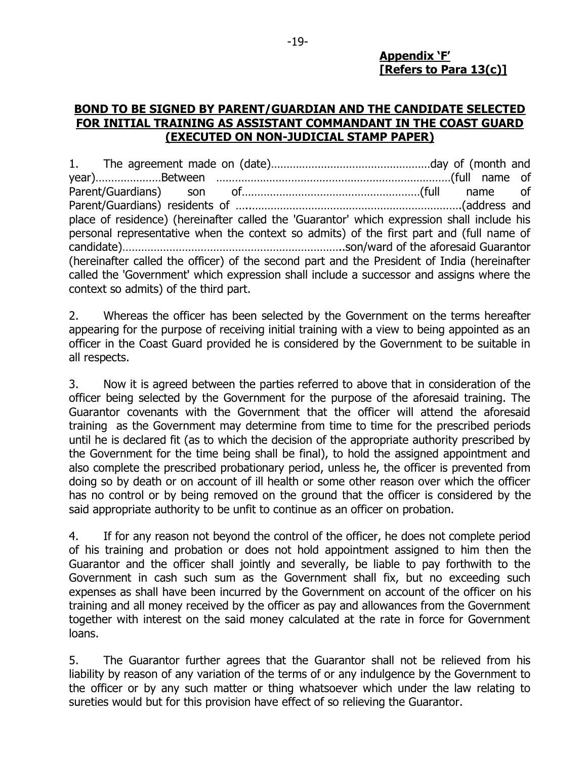**Appendix 'F'**
**[Refers to Para 13(c)]**

## BOND TO BE SIGNED BY PARENT/GUARDIAN AND THE CANDIDATE SELECTED FOR INITIAL TRAINING AS ASSISTANT COMMANDANT IN THE COAST GUARD (EXECUTED ON NON-JUDICIAL STAMP PAPER)

1. The agreement made on (date)……………………………………………day of (month and year)…………………Between ………………………………………………………………(full name of Parent/Guardians) son of…………………………………………………(full name of Parent/Guardians) residents of ……………………………………………………………(address and place of residence) (hereinafter called the 'Guarantor' which expression shall include his personal representative when the context so admits) of the first part and (full name of candidate)……………………………………………………………..son/ward of the aforesaid Guarantor (hereinafter called the officer) of the second part and the President of India (hereinafter called the 'Government' which expression shall include a successor and assigns where the context so admits) of the third part.

2. Whereas the officer has been selected by the Government on the terms hereafter appearing for the purpose of receiving initial training with a view to being appointed as an officer in the Coast Guard provided he is considered by the Government to be suitable in all respects.

3. Now it is agreed between the parties referred to above that in consideration of the officer being selected by the Government for the purpose of the aforesaid training. The Guarantor covenants with the Government that the officer will attend the aforesaid training as the Government may determine from time to time for the prescribed periods until he is declared fit (as to which the decision of the appropriate authority prescribed by the Government for the time being shall be final), to hold the assigned appointment and also complete the prescribed probationary period, unless he, the officer is prevented from doing so by death or on account of ill health or some other reason over which the officer has no control or by being removed on the ground that the officer is considered by the said appropriate authority to be unfit to continue as an officer on probation.

4. If for any reason not beyond the control of the officer, he does not complete period of his training and probation or does not hold appointment assigned to him then the Guarantor and the officer shall jointly and severally, be liable to pay forthwith to the Government in cash such sum as the Government shall fix, but no exceeding such expenses as shall have been incurred by the Government on account of the officer on his training and all money received by the officer as pay and allowances from the Government together with interest on the said money calculated at the rate in force for Government loans.

5. The Guarantor further agrees that the Guarantor shall not be relieved from his liability by reason of any variation of the terms of or any indulgence by the Government to the officer or by any such matter or thing whatsoever which under the law relating to sureties would but for this provision have effect of so relieving the Guarantor.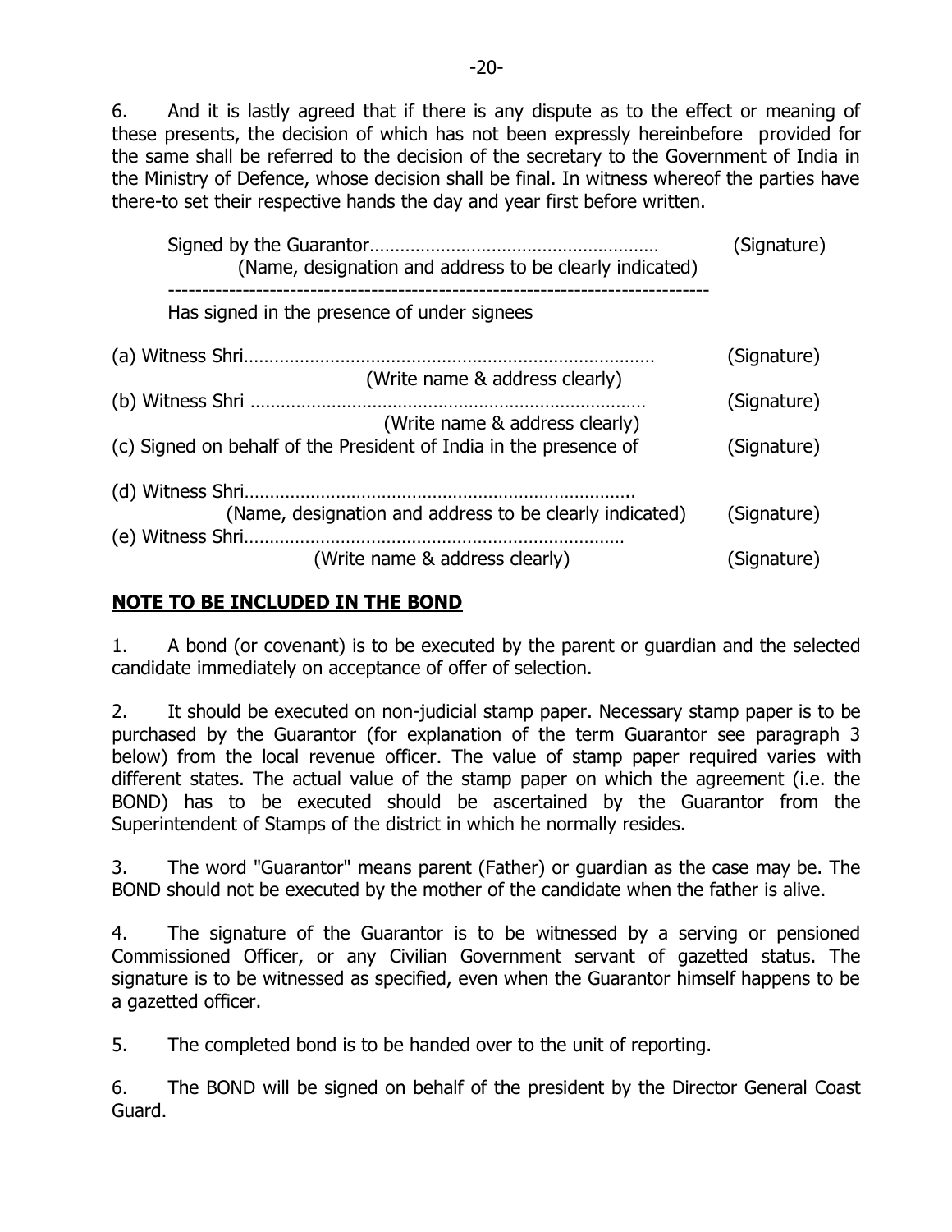6. And it is lastly agreed that if there is any dispute as to the effect or meaning of these presents, the decision of which has not been expressly hereinbefore provided for the same shall be referred to the decision of the secretary to the Government of India in the Ministry of Defence, whose decision shall be final. In witness whereof the parties have there-to set their respective hands the day and year first before written.

Signed by the Guarantor………………………………………………… (Signature)
(Name, designation and address to be clearly indicated)

-----------------------------------------------------------------------------

Has signed in the presence of under signees

(a) Witness Shri……………………………………………………………………… (Signature)
(Write name & address clearly)

(b) Witness Shri …………………………………………………………………… (Signature)
(Write name & address clearly)

(c) Signed on behalf of the President of India in the presence of (Signature)

(d) Witness Shri…………………………………………………………………..
(Name, designation and address to be clearly indicated) (Signature)

(e) Witness Shri…………………………………………………………………
(Write name & address clearly) (Signature)

## NOTE TO BE INCLUDED IN THE BOND

1. A bond (or covenant) is to be executed by the parent or guardian and the selected candidate immediately on acceptance of offer of selection.

2. It should be executed on non-judicial stamp paper. Necessary stamp paper is to be purchased by the Guarantor (for explanation of the term Guarantor see paragraph 3 below) from the local revenue officer. The value of stamp paper required varies with different states. The actual value of the stamp paper on which the agreement (i.e. the BOND) has to be executed should be ascertained by the Guarantor from the Superintendent of Stamps of the district in which he normally resides.

3. The word "Guarantor" means parent (Father) or guardian as the case may be. The BOND should not be executed by the mother of the candidate when the father is alive.

4. The signature of the Guarantor is to be witnessed by a serving or pensioned Commissioned Officer, or any Civilian Government servant of gazetted status. The signature is to be witnessed as specified, even when the Guarantor himself happens to be a gazetted officer.

5. The completed bond is to be handed over to the unit of reporting.

6. The BOND will be signed on behalf of the president by the Director General Coast Guard.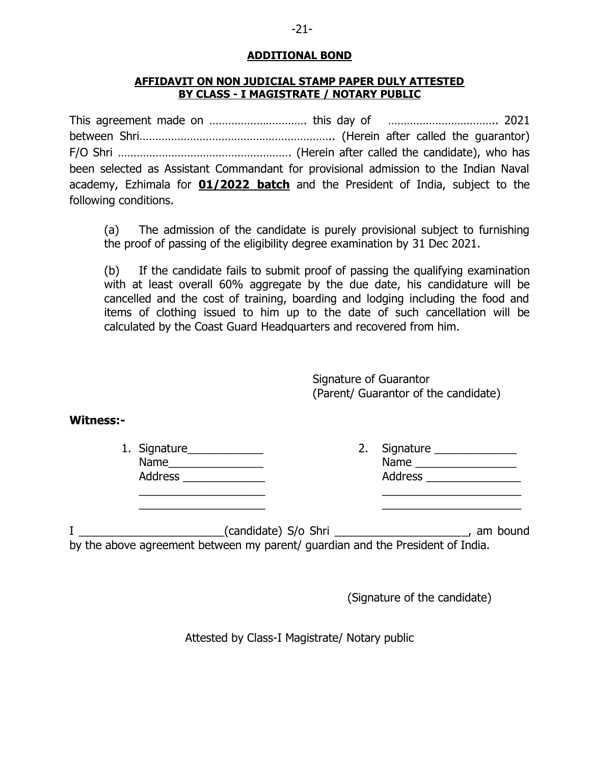## ADDITIONAL BOND

### AFFIDAVIT ON NON JUDICIAL STAMP PAPER DULY ATTESTED BY CLASS - I MAGISTRATE / NOTARY PUBLIC

This agreement made on …………………………. this day of …………………………….. 2021 between Shri…………………………………………………….. (Herein after called the guarantor) F/O Shri ………………………………………………. (Herein after called the candidate), who has been selected as Assistant Commandant for provisional admission to the Indian Naval academy, Ezhimala for **01/2022 batch** and the President of India, subject to the following conditions.

(a) The admission of the candidate is purely provisional subject to furnishing the proof of passing of the eligibility degree examination by 31 Dec 2021.

(b) If the candidate fails to submit proof of passing the qualifying examination with at least overall 60% aggregate by the due date, his candidature will be cancelled and the cost of training, boarding and lodging including the food and items of clothing issued to him up to the date of such cancellation will be calculated by the Coast Guard Headquarters and recovered from him.

Signature of Guarantor
(Parent/ Guarantor of the candidate)

**Witness:-**

1. Signature____________
   Name_______________
   Address _____________
   ____________________
   ____________________

2. Signature _____________
   Name ________________
   Address _______________
   ______________________
   ______________________

I ______________________(candidate) S/o Shri ____________________, am bound by the above agreement between my parent/ guardian and the President of India.

(Signature of the candidate)

Attested by Class-I Magistrate/ Notary public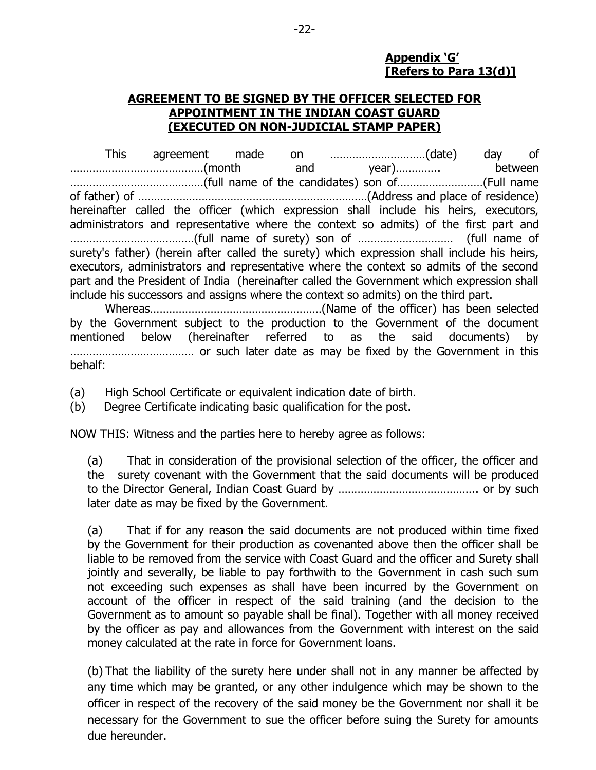**Appendix 'G'**
**[Refers to Para 13(d)]**

## AGREEMENT TO BE SIGNED BY THE OFFICER SELECTED FOR APPOINTMENT IN THE INDIAN COAST GUARD (EXECUTED ON NON-JUDICIAL STAMP PAPER)

This agreement made on …………………………(date) day of ……………………………………(month and year)………….. between ……………………………………(full name of the candidates) son of………………………(Full name of father) of ………………………………………………………………(Address and place of residence) hereinafter called the officer (which expression shall include his heirs, executors, administrators and representative where the context so admits) of the first part and …………………………………(full name of surety) son of ………………………… (full name of surety's father) (herein after called the surety) which expression shall include his heirs, executors, administrators and representative where the context so admits of the second part and the President of India (hereinafter called the Government which expression shall include his successors and assigns where the context so admits) on the third part.

Whereas………………………………………………(Name of the officer) has been selected by the Government subject to the production to the Government of the document mentioned below (hereinafter referred to as the said documents) by ………………………………… or such later date as may be fixed by the Government in this behalf:

(a) High School Certificate or equivalent indication date of birth.
(b) Degree Certificate indicating basic qualification for the post.

NOW THIS: Witness and the parties here to hereby agree as follows:

(a) That in consideration of the provisional selection of the officer, the officer and the surety covenant with the Government that the said documents will be produced to the Director General, Indian Coast Guard by …………………………………….. or by such later date as may be fixed by the Government.

(a) That if for any reason the said documents are not produced within time fixed by the Government for their production as covenanted above then the officer shall be liable to be removed from the service with Coast Guard and the officer and Surety shall jointly and severally, be liable to pay forthwith to the Government in cash such sum not exceeding such expenses as shall have been incurred by the Government on account of the officer in respect of the said training (and the decision to the Government as to amount so payable shall be final). Together with all money received by the officer as pay and allowances from the Government with interest on the said money calculated at the rate in force for Government loans.

(b) That the liability of the surety here under shall not in any manner be affected by any time which may be granted, or any other indulgence which may be shown to the officer in respect of the recovery of the said money be the Government nor shall it be necessary for the Government to sue the officer before suing the Surety for amounts due hereunder.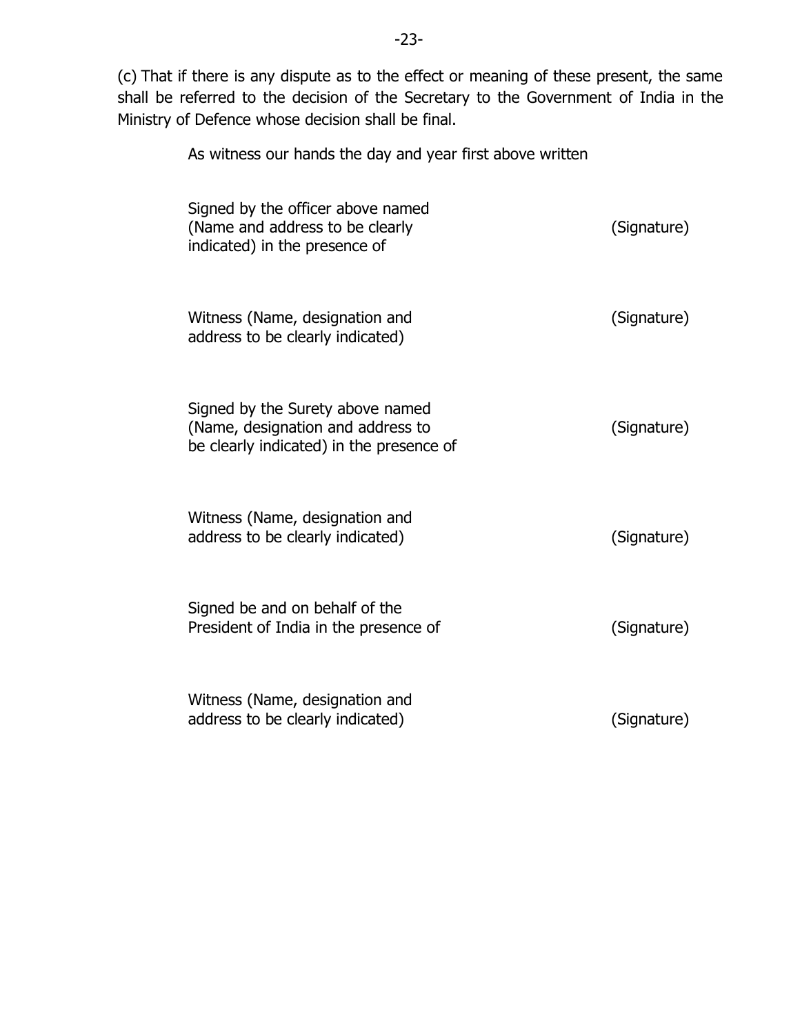(c) That if there is any dispute as to the effect or meaning of these present, the same shall be referred to the decision of the Secretary to the Government of India in the Ministry of Defence whose decision shall be final.

As witness our hands the day and year first above written

| | |
|---|---|
| Signed by the officer above named (Name and address to be clearly indicated) in the presence of | (Signature) |
| Witness (Name, designation and address to be clearly indicated) | (Signature) |
| Signed by the Surety above named (Name, designation and address to be clearly indicated) in the presence of | (Signature) |
| Witness (Name, designation and address to be clearly indicated) | (Signature) |
| Signed be and on behalf of the President of India in the presence of | (Signature) |
| Witness (Name, designation and address to be clearly indicated) | (Signature) |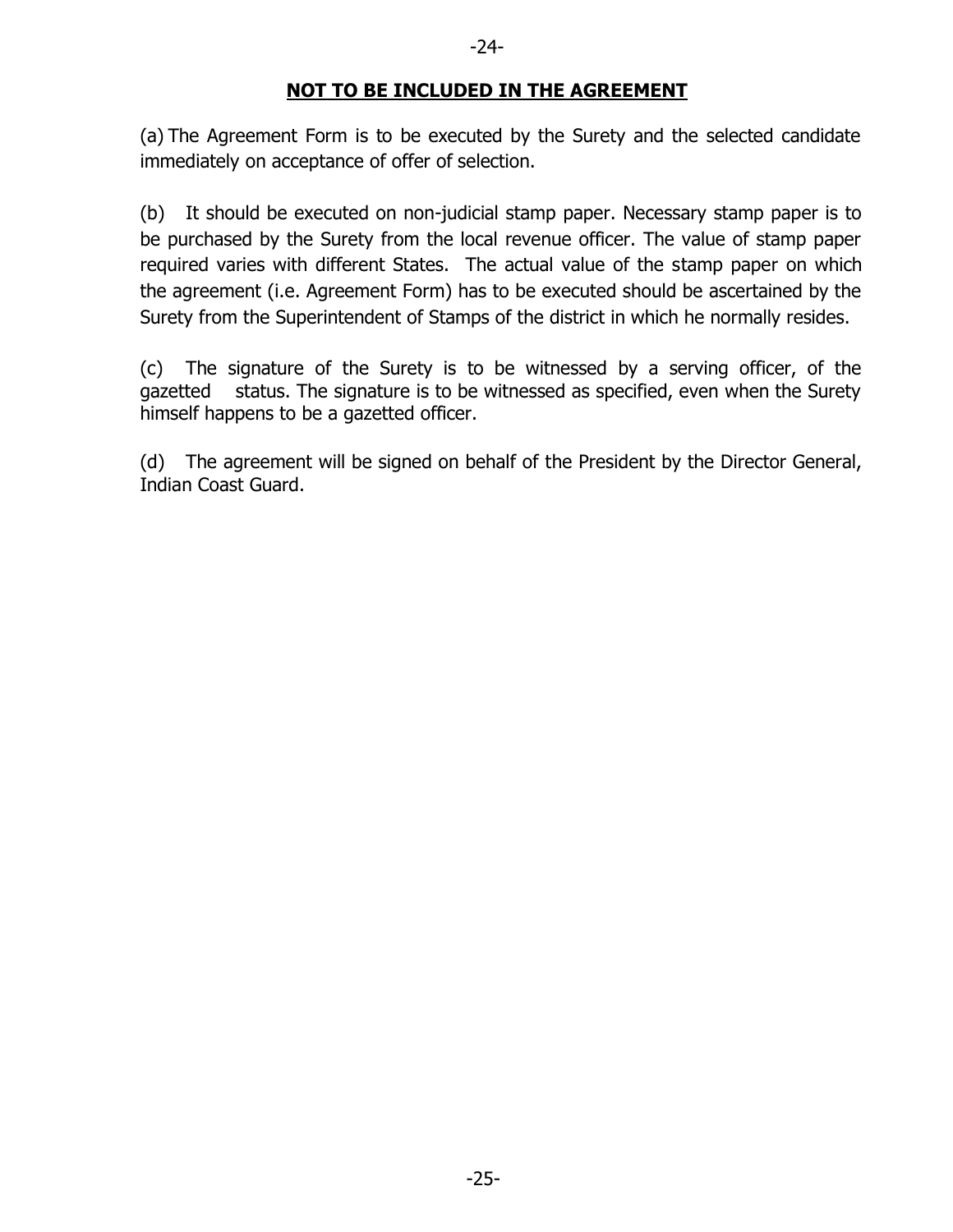**NOT TO BE INCLUDED IN THE AGREEMENT**

(a) The Agreement Form is to be executed by the Surety and the selected candidate immediately on acceptance of offer of selection.

(b) It should be executed on non-judicial stamp paper. Necessary stamp paper is to be purchased by the Surety from the local revenue officer. The value of stamp paper required varies with different States. The actual value of the stamp paper on which the agreement (i.e. Agreement Form) has to be executed should be ascertained by the Surety from the Superintendent of Stamps of the district in which he normally resides.

(c) The signature of the Surety is to be witnessed by a serving officer, of the gazetted status. The signature is to be witnessed as specified, even when the Surety himself happens to be a gazetted officer.

(d) The agreement will be signed on behalf of the President by the Director General, Indian Coast Guard.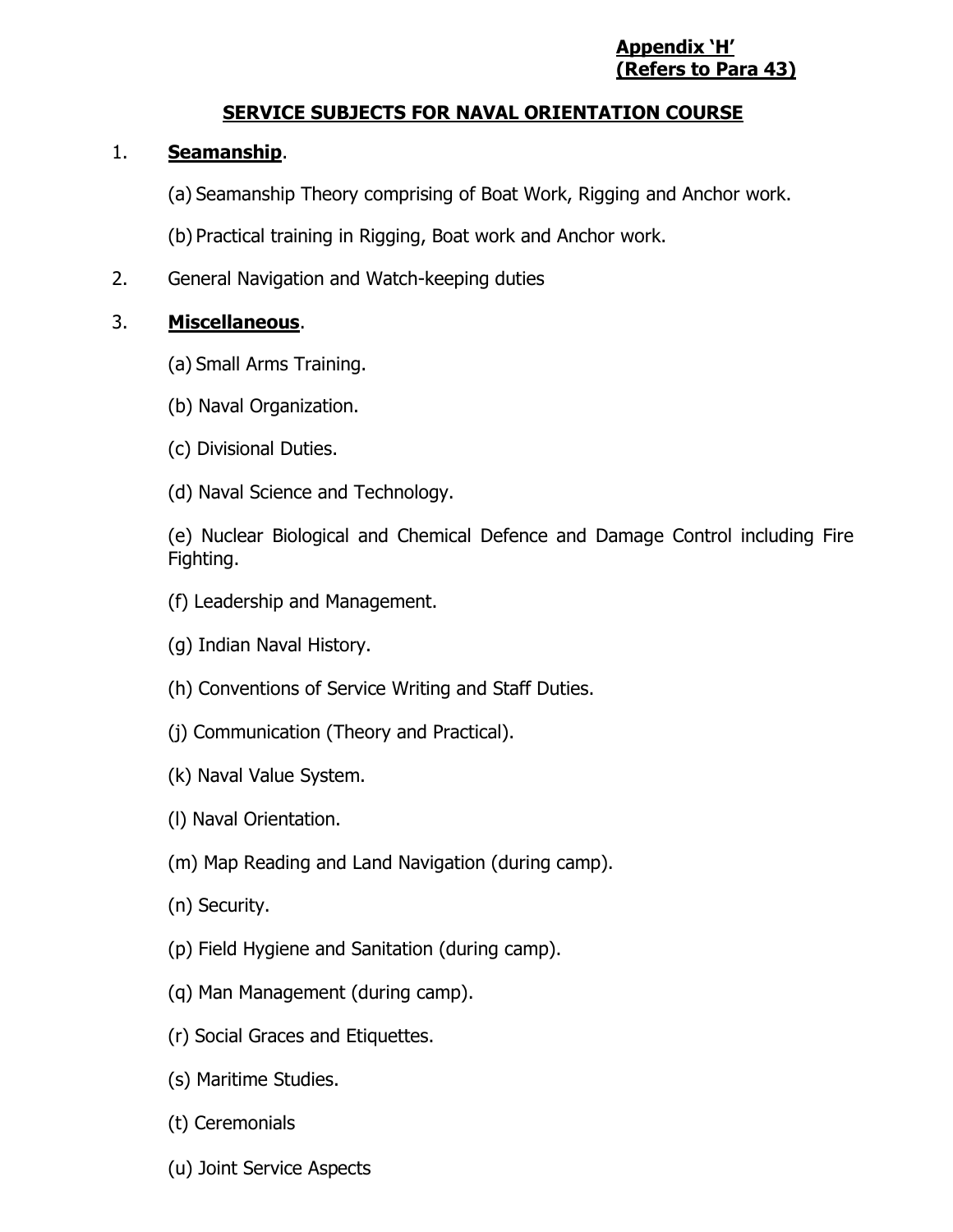**Appendix 'H'**
**(Refers to Para 43)**

## SERVICE SUBJECTS FOR NAVAL ORIENTATION COURSE

1. **Seamanship**.

   (a) Seamanship Theory comprising of Boat Work, Rigging and Anchor work.

   (b) Practical training in Rigging, Boat work and Anchor work.

2. General Navigation and Watch-keeping duties

3. **Miscellaneous**.

   (a) Small Arms Training.

   (b) Naval Organization.

   (c) Divisional Duties.

   (d) Naval Science and Technology.

   (e) Nuclear Biological and Chemical Defence and Damage Control including Fire Fighting.

   (f) Leadership and Management.

   (g) Indian Naval History.

   (h) Conventions of Service Writing and Staff Duties.

   (j) Communication (Theory and Practical).

   (k) Naval Value System.

   (l) Naval Orientation.

   (m) Map Reading and Land Navigation (during camp).

   (n) Security.

   (p) Field Hygiene and Sanitation (during camp).

   (q) Man Management (during camp).

   (r) Social Graces and Etiquettes.

   (s) Maritime Studies.

   (t) Ceremonials

   (u) Joint Service Aspects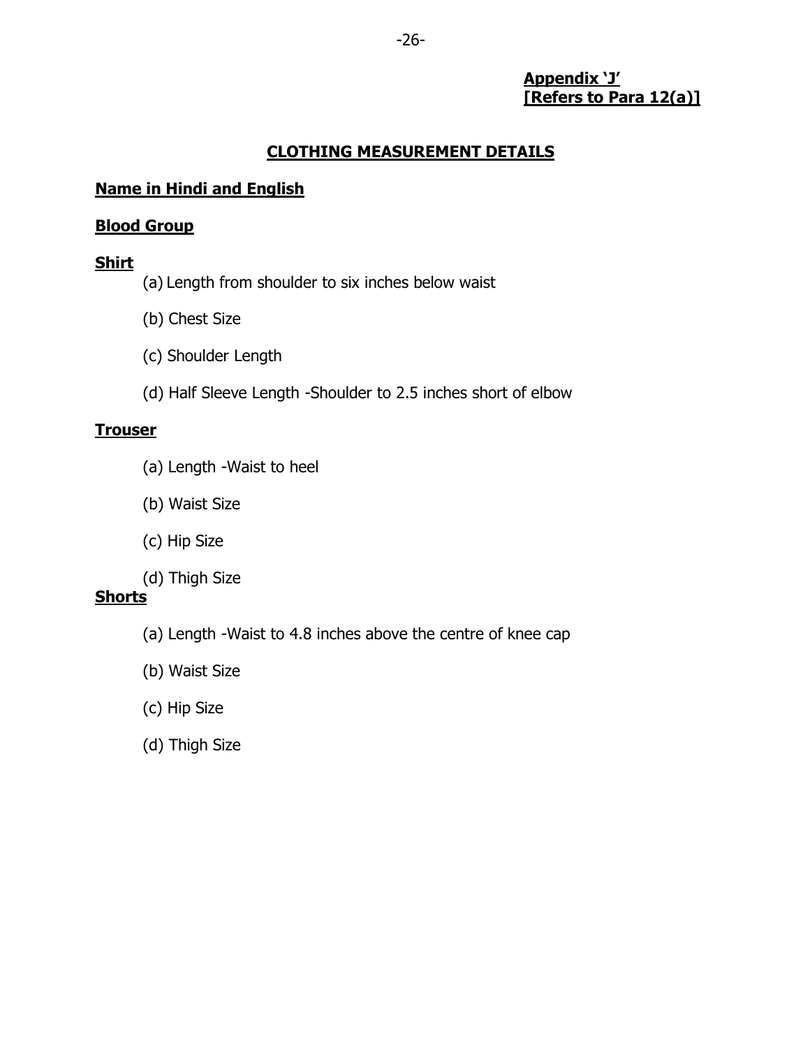**Appendix 'J'**
**[Refers to Para 12(a)]**

## CLOTHING MEASUREMENT DETAILS

**Name in Hindi and English**

**Blood Group**

**Shirt**

(a) Length from shoulder to six inches below waist

(b) Chest Size

(c) Shoulder Length

(d) Half Sleeve Length -Shoulder to 2.5 inches short of elbow

**Trouser**

(a) Length -Waist to heel

(b) Waist Size

(c) Hip Size

(d) Thigh Size

**Shorts**

(a) Length -Waist to 4.8 inches above the centre of knee cap

(b) Waist Size

(c) Hip Size

(d) Thigh Size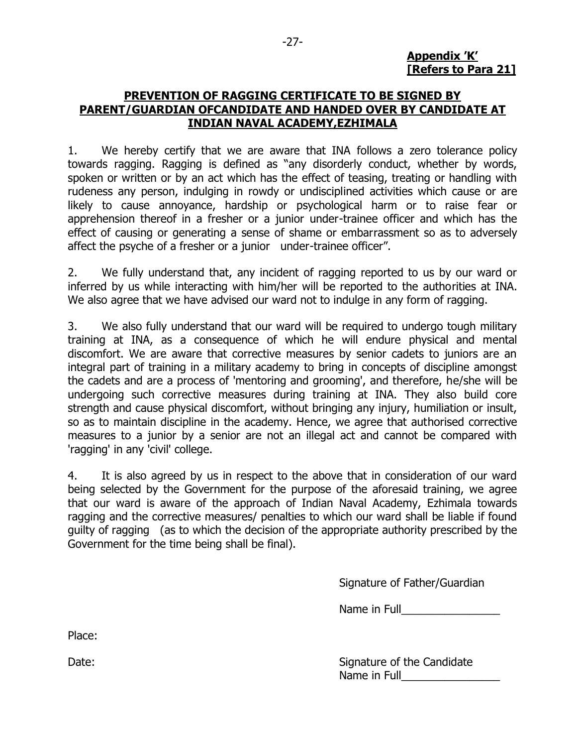**Appendix 'K'**
**[Refers to Para 21]**

## PREVENTION OF RAGGING CERTIFICATE TO BE SIGNED BY PARENT/GUARDIAN OFCANDIDATE AND HANDED OVER BY CANDIDATE AT INDIAN NAVAL ACADEMY,EZHIMALA

1. We hereby certify that we are aware that INA follows a zero tolerance policy towards ragging. Ragging is defined as "any disorderly conduct, whether by words, spoken or written or by an act which has the effect of teasing, treating or handling with rudeness any person, indulging in rowdy or undisciplined activities which cause or are likely to cause annoyance, hardship or psychological harm or to raise fear or apprehension thereof in a fresher or a junior under-trainee officer and which has the effect of causing or generating a sense of shame or embarrassment so as to adversely affect the psyche of a fresher or a junior under-trainee officer".

2. We fully understand that, any incident of ragging reported to us by our ward or inferred by us while interacting with him/her will be reported to the authorities at INA. We also agree that we have advised our ward not to indulge in any form of ragging.

3. We also fully understand that our ward will be required to undergo tough military training at INA, as a consequence of which he will endure physical and mental discomfort. We are aware that corrective measures by senior cadets to juniors are an integral part of training in a military academy to bring in concepts of discipline amongst the cadets and are a process of 'mentoring and grooming', and therefore, he/she will be undergoing such corrective measures during training at INA. They also build core strength and cause physical discomfort, without bringing any injury, humiliation or insult, so as to maintain discipline in the academy. Hence, we agree that authorised corrective measures to a junior by a senior are not an illegal act and cannot be compared with 'ragging' in any 'civil' college.

4. It is also agreed by us in respect to the above that in consideration of our ward being selected by the Government for the purpose of the aforesaid training, we agree that our ward is aware of the approach of Indian Naval Academy, Ezhimala towards ragging and the corrective measures/ penalties to which our ward shall be liable if found guilty of ragging (as to which the decision of the appropriate authority prescribed by the Government for the time being shall be final).

Signature of Father/Guardian

Name in Full________________

Place:

Date:

Signature of the Candidate
Name in Full________________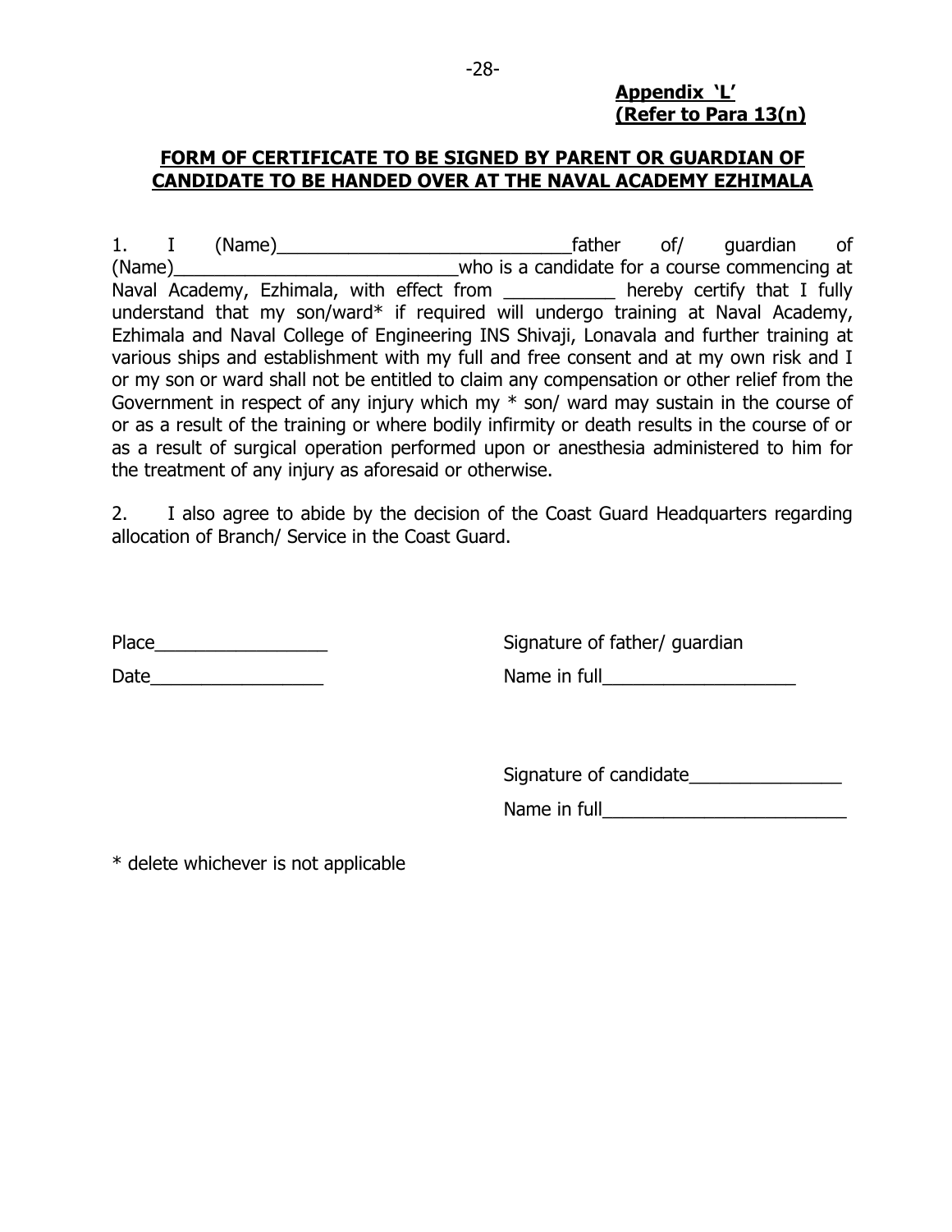**Appendix 'L'**
**(Refer to Para 13(n)**

## FORM OF CERTIFICATE TO BE SIGNED BY PARENT OR GUARDIAN OF CANDIDATE TO BE HANDED OVER AT THE NAVAL ACADEMY EZHIMALA

1. I (Name)_____________________________father of/ guardian of (Name)____________________________who is a candidate for a course commencing at Naval Academy, Ezhimala, with effect from ___________ hereby certify that I fully understand that my son/ward* if required will undergo training at Naval Academy, Ezhimala and Naval College of Engineering INS Shivaji, Lonavala and further training at various ships and establishment with my full and free consent and at my own risk and I or my son or ward shall not be entitled to claim any compensation or other relief from the Government in respect of any injury which my * son/ ward may sustain in the course of or as a result of the training or where bodily infirmity or death results in the course of or as a result of surgical operation performed upon or anesthesia administered to him for the treatment of any injury as aforesaid or otherwise.

2. I also agree to abide by the decision of the Coast Guard Headquarters regarding allocation of Branch/ Service in the Coast Guard.

Place_________________

Date_________________

Signature of father/ guardian

Name in full___________________

Signature of candidate_______________

Name in full________________________

* delete whichever is not applicable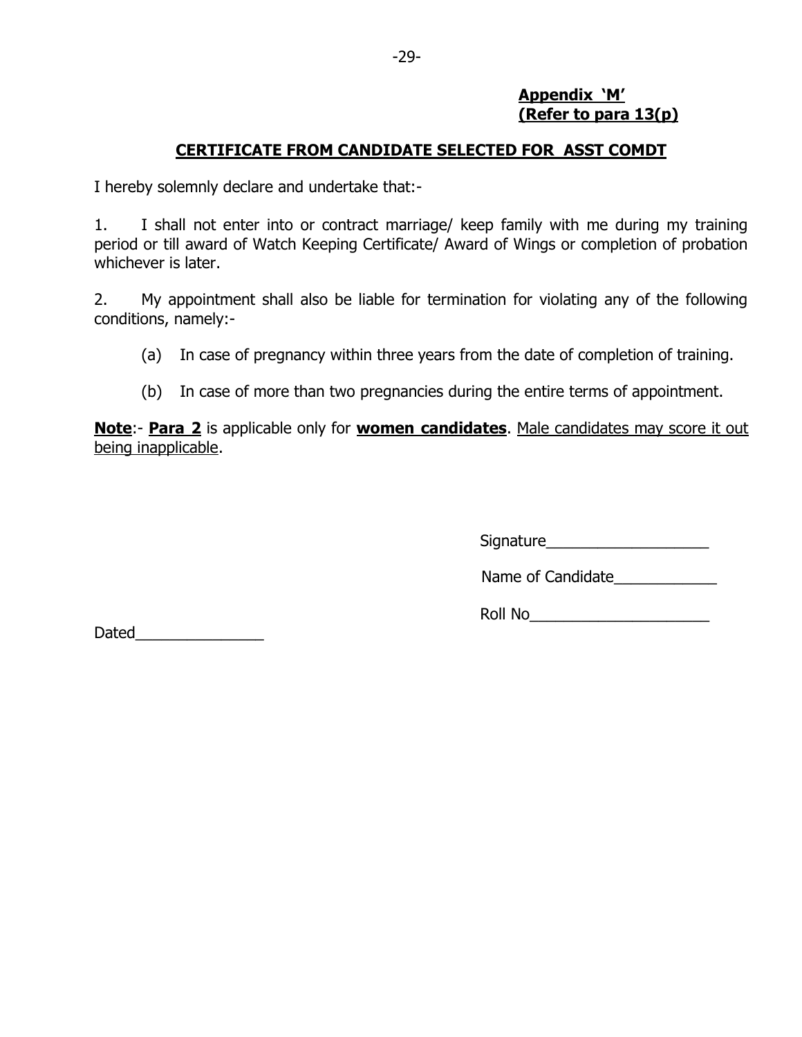**Appendix 'M'**
**(Refer to para 13(p)**

## CERTIFICATE FROM CANDIDATE SELECTED FOR ASST COMDT

I hereby solemnly declare and undertake that:-

1. I shall not enter into or contract marriage/ keep family with me during my training period or till award of Watch Keeping Certificate/ Award of Wings or completion of probation whichever is later.

2. My appointment shall also be liable for termination for violating any of the following conditions, namely:-

   (a) In case of pregnancy within three years from the date of completion of training.

   (b) In case of more than two pregnancies during the entire terms of appointment.

**Note**:- **Para 2** is applicable only for **women candidates**. Male candidates may score it out being inapplicable.

Signature___________________

Name of Candidate____________

Roll No_____________________

Dated_______________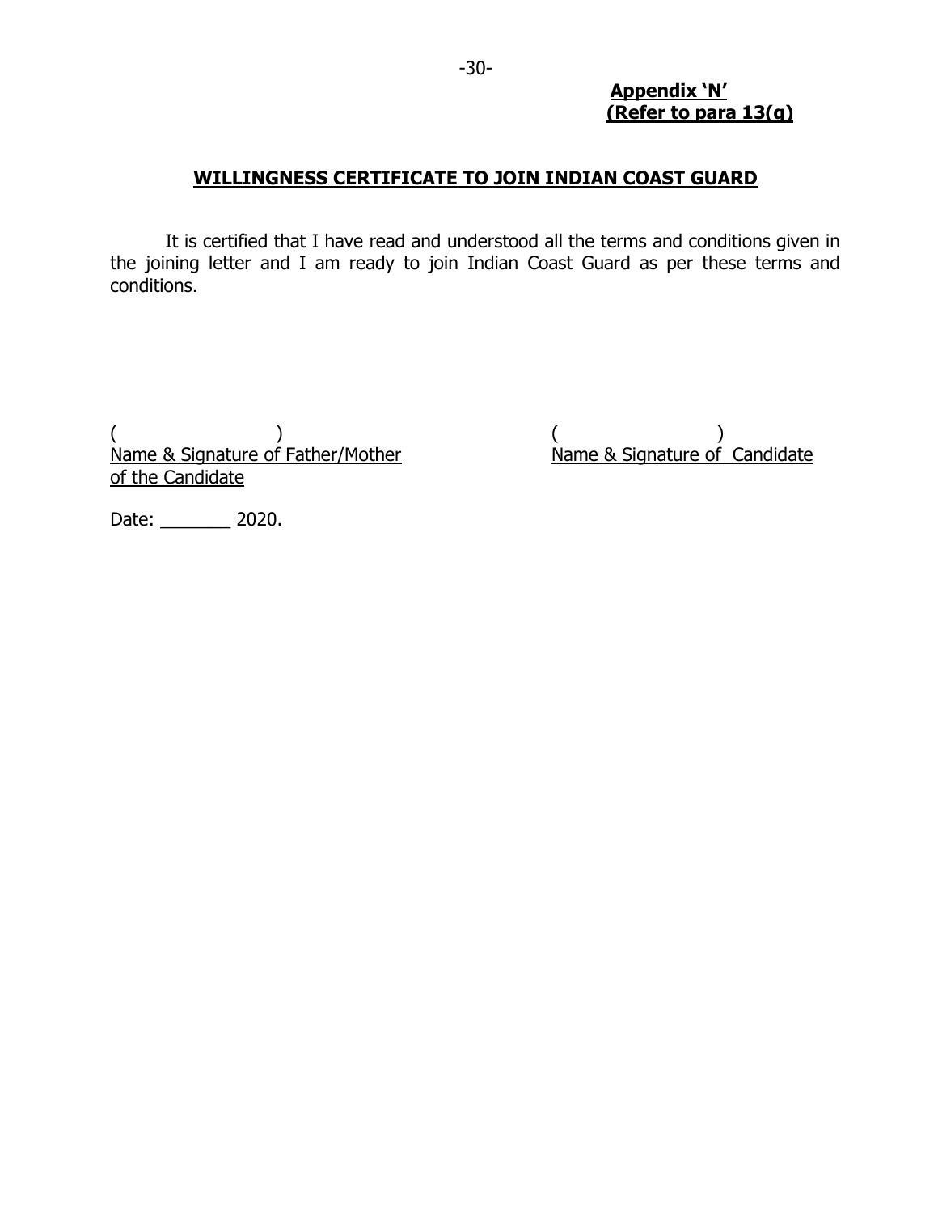**Appendix 'N'**
**(Refer to para 13(q)**

## WILLINGNESS CERTIFICATE TO JOIN INDIAN COAST GUARD

It is certified that I have read and understood all the terms and conditions given in the joining letter and I am ready to join Indian Coast Guard as per these terms and conditions.

( )
Name & Signature of Father/Mother of the Candidate

( )
Name & Signature of Candidate

Date: _______ 2020.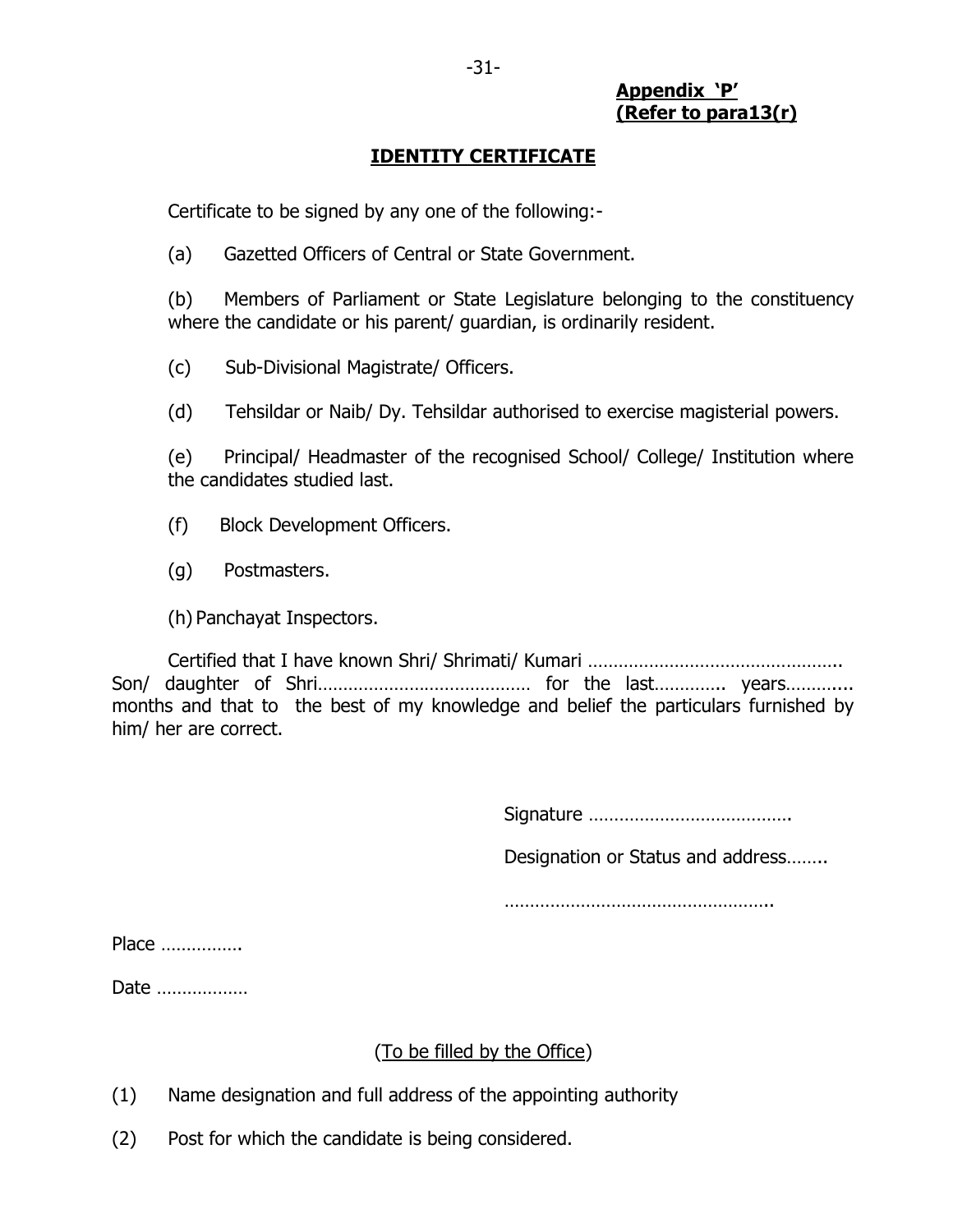**Appendix 'P'**
**(Refer to para13(r)**

## IDENTITY CERTIFICATE

Certificate to be signed by any one of the following:-

(a) Gazetted Officers of Central or State Government.

(b) Members of Parliament or State Legislature belonging to the constituency where the candidate or his parent/ guardian, is ordinarily resident.

(c) Sub-Divisional Magistrate/ Officers.

(d) Tehsildar or Naib/ Dy. Tehsildar authorised to exercise magisterial powers.

(e) Principal/ Headmaster of the recognised School/ College/ Institution where the candidates studied last.

(f) Block Development Officers.

(g) Postmasters.

(h) Panchayat Inspectors.

Certified that I have known Shri/ Shrimati/ Kumari ………………………………………….. Son/ daughter of Shri…………………………………… for the last………….. years………... months and that to the best of my knowledge and belief the particulars furnished by him/ her are correct.

Signature ………………………………….

Designation or Status and address……..

……………………………………………..

Place …………….

Date ………………

(To be filled by the Office)

(1) Name designation and full address of the appointing authority

(2) Post for which the candidate is being considered.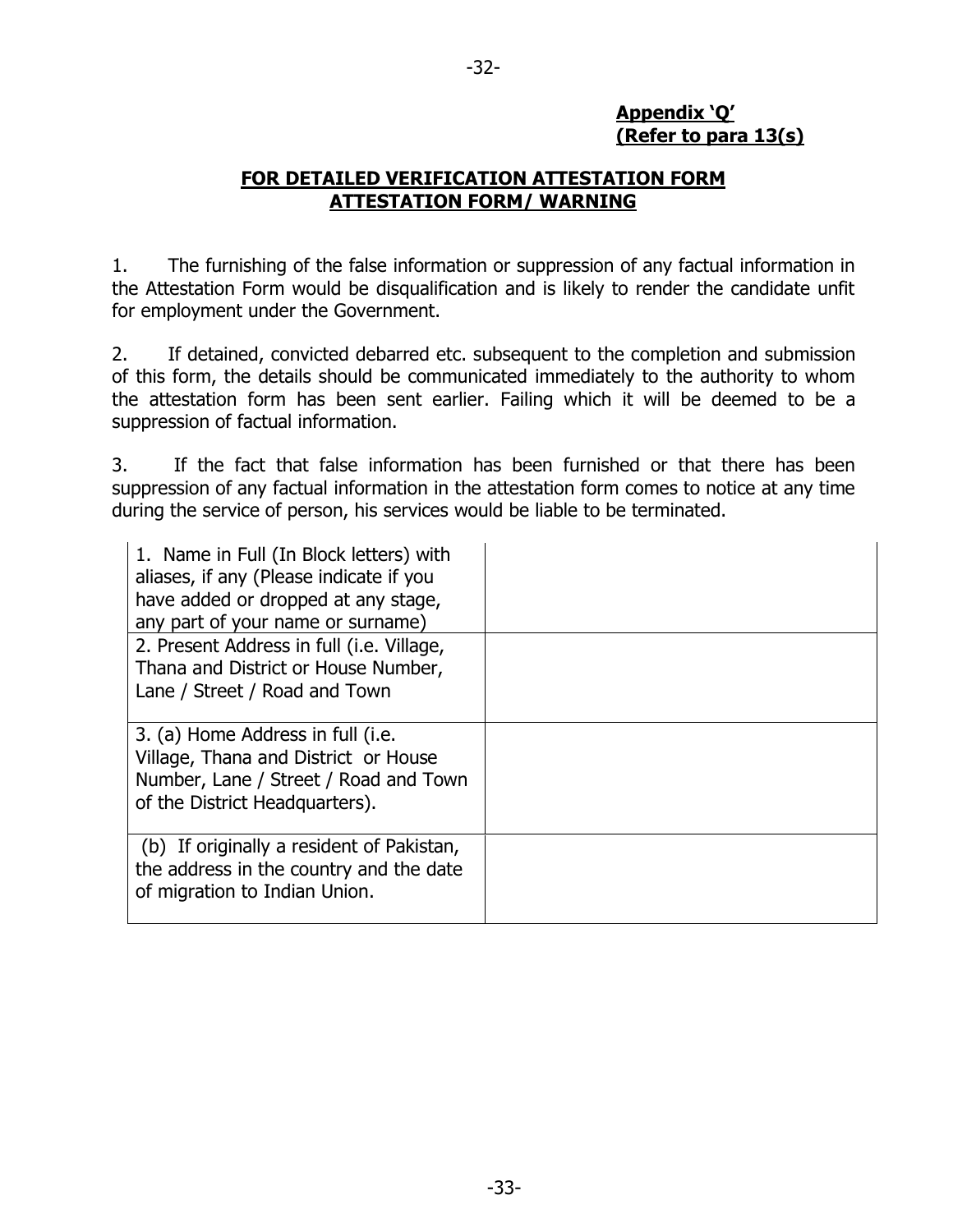**Appendix 'Q'**
**(Refer to para 13(s)**

## FOR DETAILED VERIFICATION ATTESTATION FORM ATTESTATION FORM/ WARNING

1. The furnishing of the false information or suppression of any factual information in the Attestation Form would be disqualification and is likely to render the candidate unfit for employment under the Government.

2. If detained, convicted debarred etc. subsequent to the completion and submission of this form, the details should be communicated immediately to the authority to whom the attestation form has been sent earlier. Failing which it will be deemed to be a suppression of factual information.

3. If the fact that false information has been furnished or that there has been suppression of any factual information in the attestation form comes to notice at any time during the service of person, his services would be liable to be terminated.

| | |
|---|---|
| 1. Name in Full (In Block letters) with aliases, if any (Please indicate if you have added or dropped at any stage, any part of your name or surname) | |
| 2. Present Address in full (i.e. Village, Thana and District or House Number, Lane / Street / Road and Town | |
| 3. (a) Home Address in full (i.e. Village, Thana and District or House Number, Lane / Street / Road and Town of the District Headquarters). | |
| (b) If originally a resident of Pakistan, the address in the country and the date of migration to Indian Union. | |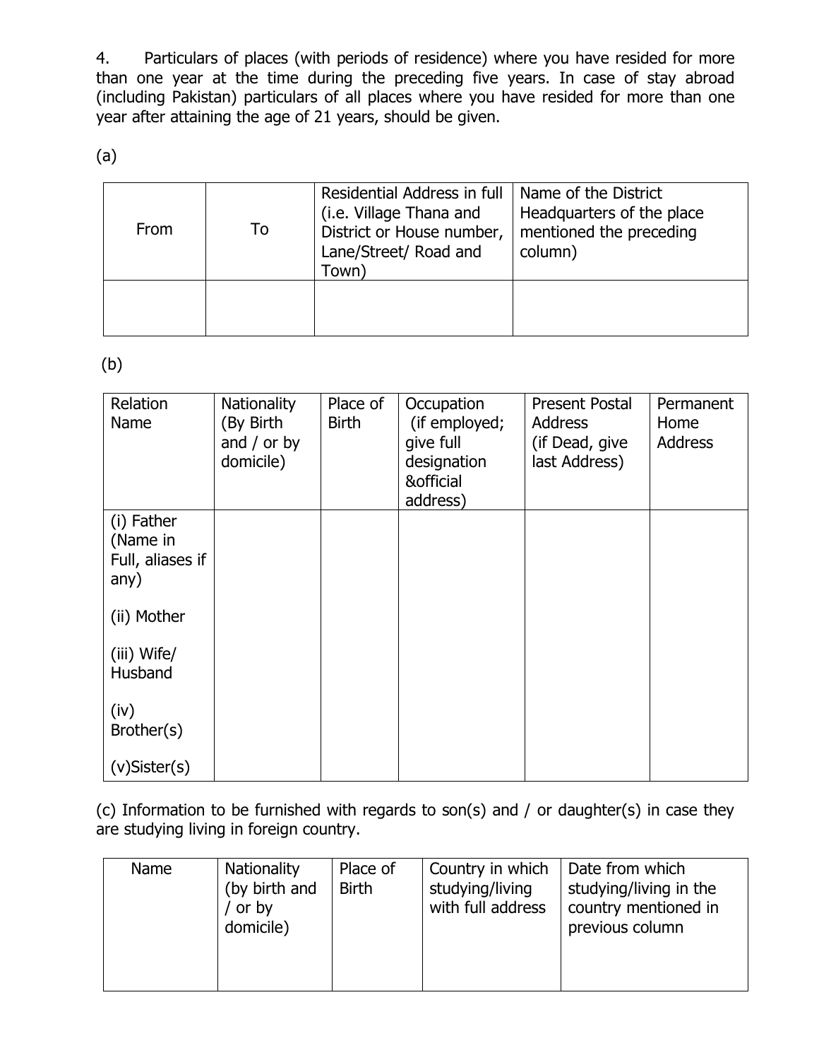4. Particulars of places (with periods of residence) where you have resided for more than one year at the time during the preceding five years. In case of stay abroad (including Pakistan) particulars of all places where you have resided for more than one year after attaining the age of 21 years, should be given.

(a)

| From | To | Residential Address in full (i.e. Village Thana and District or House number, Lane/Street/ Road and Town) | Name of the District Headquarters of the place mentioned the preceding column) |
|---|---|---|---|
| | | | |

(b)

| Relation Name | Nationality (By Birth and / or by domicile) | Place of Birth | Occupation (if employed; give full designation &official address) | Present Postal Address (if Dead, give last Address) | Permanent Home Address |
|---|---|---|---|---|---|
| (i) Father (Name in Full, aliases if any) | | | | | |
| (ii) Mother | | | | | |
| (iii) Wife/ Husband | | | | | |
| (iv) Brother(s) | | | | | |
| (v)Sister(s) | | | | | |

(c) Information to be furnished with regards to son(s) and / or daughter(s) in case they are studying living in foreign country.

| Name | Nationality (by birth and / or by domicile) | Place of Birth | Country in which studying/living with full address | Date from which studying/living in the country mentioned in previous column |
|---|---|---|---|---|
| | | | | |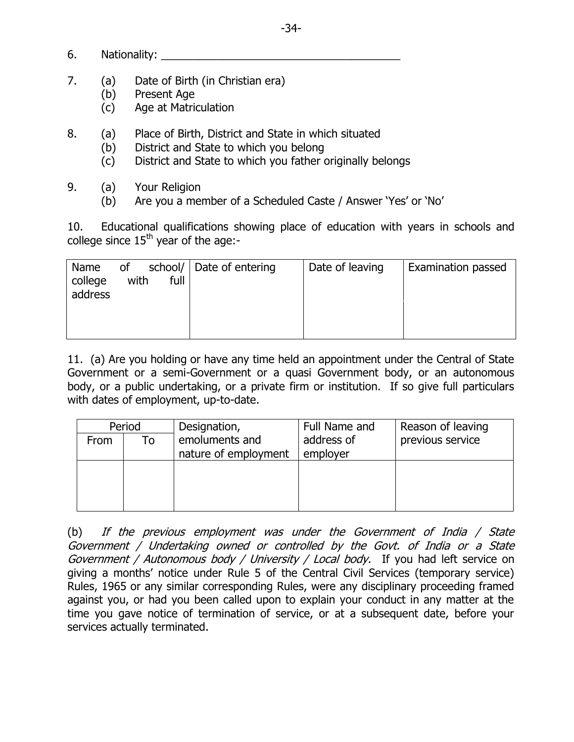6. Nationality: _______________________________________

7. (a) Date of Birth (in Christian era)
   (b) Present Age
   (c) Age at Matriculation

8. (a) Place of Birth, District and State in which situated
   (b) District and State to which you belong
   (c) District and State to which you father originally belongs

9. (a) Your Religion
   (b) Are you a member of a Scheduled Caste / Answer 'Yes' or 'No'

10. Educational qualifications showing place of education with years in schools and college since 15th year of the age:-

| Name of school/ college with full address | Date of entering | Date of leaving | Examination passed |
|---|---|---|---|
| | | | |

11. (a) Are you holding or have any time held an appointment under the Central of State Government or a semi-Government or a quasi Government body, or an autonomous body, or a public undertaking, or a private firm or institution. If so give full particulars with dates of employment, up-to-date.

| Period | | Designation, emoluments and nature of employment | Full Name and address of employer | Reason of leaving previous service |
|---|---|---|---|---|
| From | To | | | |
| | | | | |

(b) *If the previous employment was under the Government of India / State Government / Undertaking owned or controlled by the Govt. of India or a State Government / Autonomous body / University / Local body.* If you had left service on giving a months' notice under Rule 5 of the Central Civil Services (temporary service) Rules, 1965 or any similar corresponding Rules, were any disciplinary proceeding framed against you, or had you been called upon to explain your conduct in any matter at the time you gave notice of termination of service, or at a subsequent date, before your services actually terminated.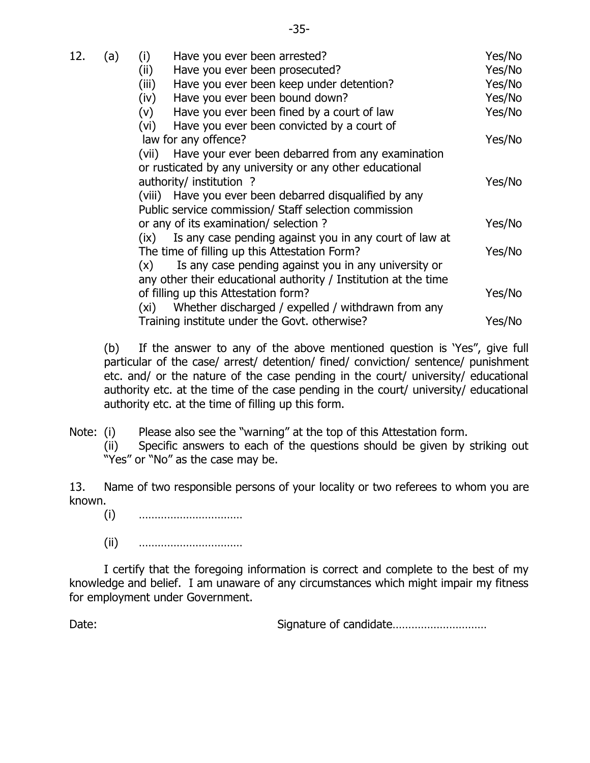12. (a) (i) Have you ever been arrested? Yes/No

(ii) Have you ever been prosecuted? Yes/No

(iii) Have you ever been keep under detention? Yes/No

(iv) Have you ever been bound down? Yes/No

(v) Have you ever been fined by a court of law Yes/No

(vi) Have you ever been convicted by a court of law for any offence? Yes/No

(vii) Have your ever been debarred from any examination or rusticated by any university or any other educational authority/ institution ? Yes/No

(viii) Have you ever been debarred disqualified by any Public service commission/ Staff selection commission or any of its examination/ selection ? Yes/No

(ix) Is any case pending against you in any court of law at The time of filling up this Attestation Form? Yes/No

(x) Is any case pending against you in any university or any other their educational authority / Institution at the time of filling up this Attestation form? Yes/No

(xi) Whether discharged / expelled / withdrawn from any Training institute under the Govt. otherwise? Yes/No

(b) If the answer to any of the above mentioned question is 'Yes", give full particular of the case/ arrest/ detention/ fined/ conviction/ sentence/ punishment etc. and/ or the nature of the case pending in the court/ university/ educational authority etc. at the time of the case pending in the court/ university/ educational authority etc. at the time of filling up this form.

Note: (i) Please also see the "warning" at the top of this Attestation form.

(ii) Specific answers to each of the questions should be given by striking out "Yes" or "No" as the case may be.

13. Name of two responsible persons of your locality or two referees to whom you are known.

(i) ……………………………

(ii) ……………………………

I certify that the foregoing information is correct and complete to the best of my knowledge and belief. I am unaware of any circumstances which might impair my fitness for employment under Government.

Date: Signature of candidate…………………………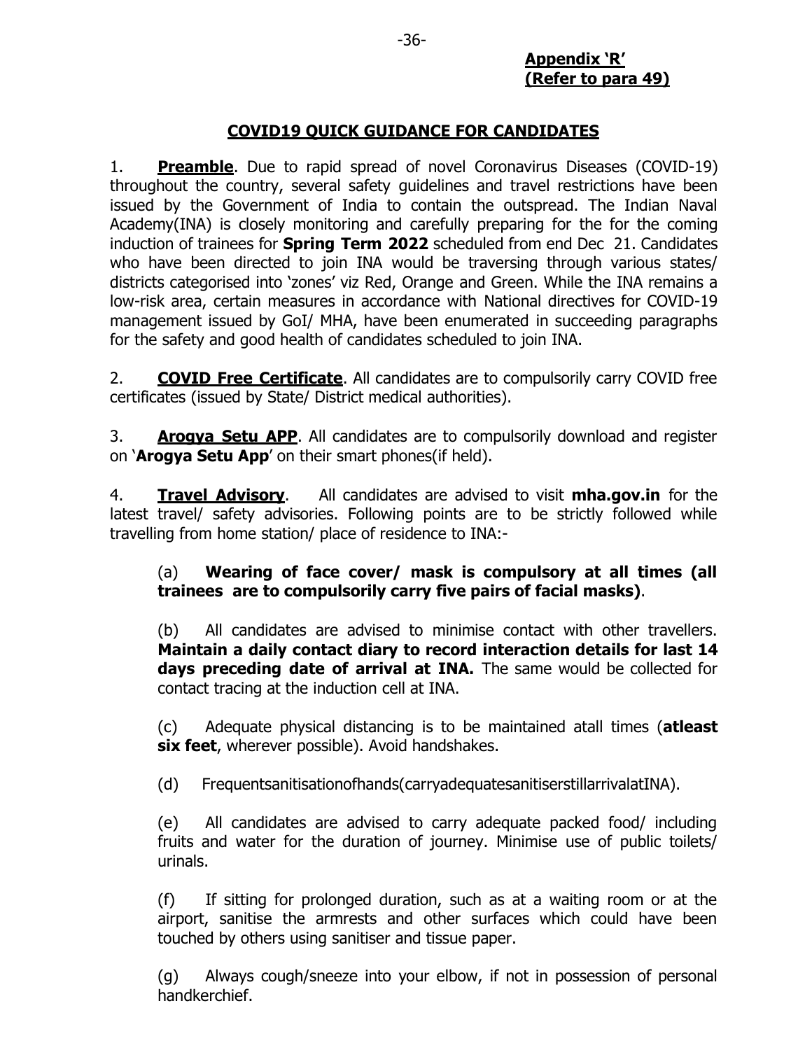**Appendix 'R'**
**(Refer to para 49)**

## COVID19 QUICK GUIDANCE FOR CANDIDATES

1. **Preamble**. Due to rapid spread of novel Coronavirus Diseases (COVID-19) throughout the country, several safety guidelines and travel restrictions have been issued by the Government of India to contain the outspread. The Indian Naval Academy(INA) is closely monitoring and carefully preparing for the for the coming induction of trainees for **Spring Term 2022** scheduled from end Dec 21. Candidates who have been directed to join INA would be traversing through various states/ districts categorised into 'zones' viz Red, Orange and Green. While the INA remains a low-risk area, certain measures in accordance with National directives for COVID-19 management issued by GoI/ MHA, have been enumerated in succeeding paragraphs for the safety and good health of candidates scheduled to join INA.

2. **COVID Free Certificate**. All candidates are to compulsorily carry COVID free certificates (issued by State/ District medical authorities).

3. **Arogya Setu APP**. All candidates are to compulsorily download and register on '**Arogya Setu App**' on their smart phones(if held).

4. **Travel Advisory**. All candidates are advised to visit **mha.gov.in** for the latest travel/ safety advisories. Following points are to be strictly followed while travelling from home station/ place of residence to INA:-

(a) **Wearing of face cover/ mask is compulsory at all times (all trainees are to compulsorily carry five pairs of facial masks)**.

(b) All candidates are advised to minimise contact with other travellers. **Maintain a daily contact diary to record interaction details for last 14 days preceding date of arrival at INA.** The same would be collected for contact tracing at the induction cell at INA.

(c) Adequate physical distancing is to be maintained atall times (**atleast six feet**, wherever possible). Avoid handshakes.

(d) Frequentsanitisationofhands(carryadequatesanitiserstillarrivalatINA).

(e) All candidates are advised to carry adequate packed food/ including fruits and water for the duration of journey. Minimise use of public toilets/ urinals.

(f) If sitting for prolonged duration, such as at a waiting room or at the airport, sanitise the armrests and other surfaces which could have been touched by others using sanitiser and tissue paper.

(g) Always cough/sneeze into your elbow, if not in possession of personal handkerchief.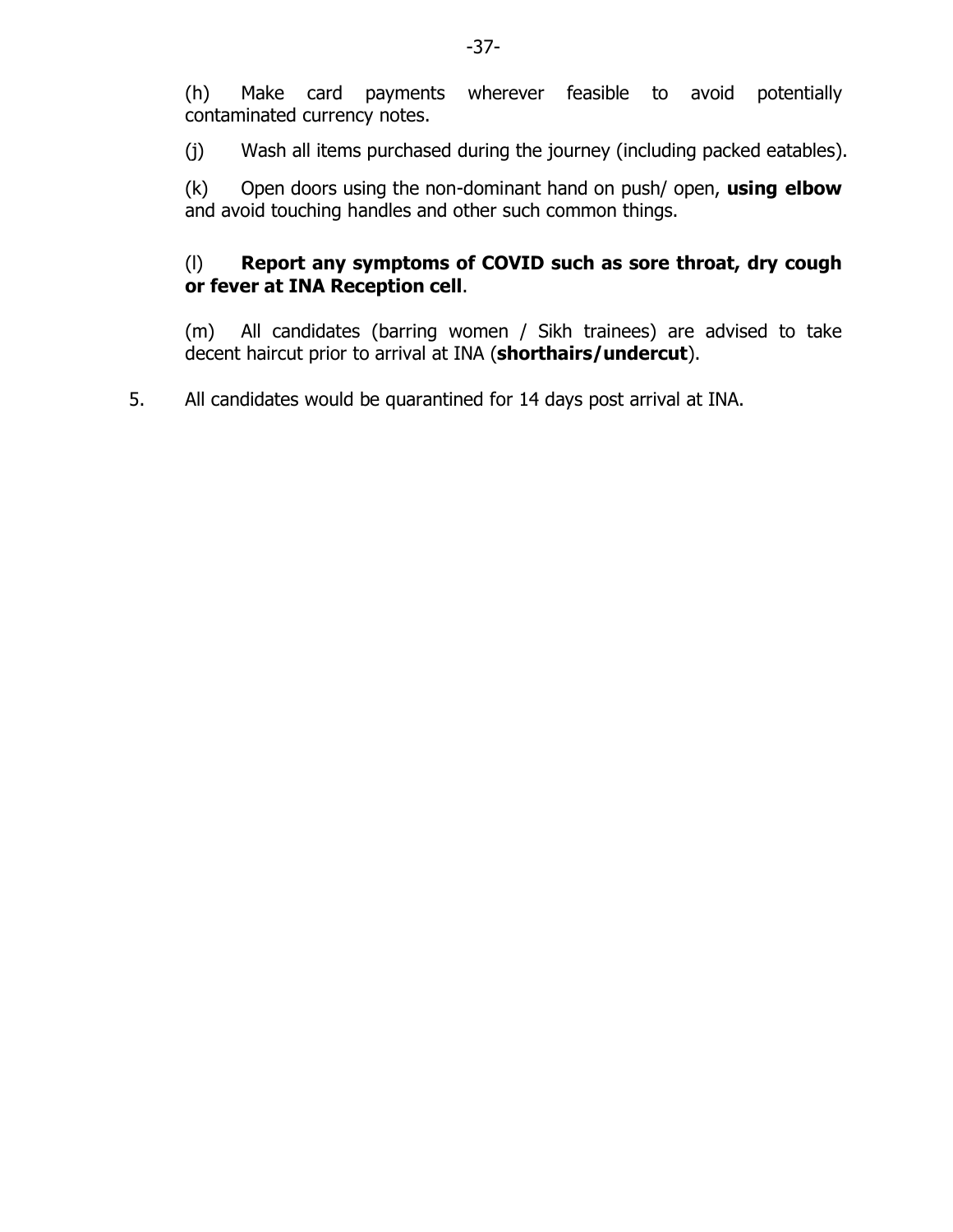(h) Make card payments wherever feasible to avoid potentially contaminated currency notes.

(j) Wash all items purchased during the journey (including packed eatables).

(k) Open doors using the non-dominant hand on push/ open, **using elbow** and avoid touching handles and other such common things.

(l) **Report any symptoms of COVID such as sore throat, dry cough or fever at INA Reception cell**.

(m) All candidates (barring women / Sikh trainees) are advised to take decent haircut prior to arrival at INA (**shorthairs/undercut**).

5. All candidates would be quarantined for 14 days post arrival at INA.